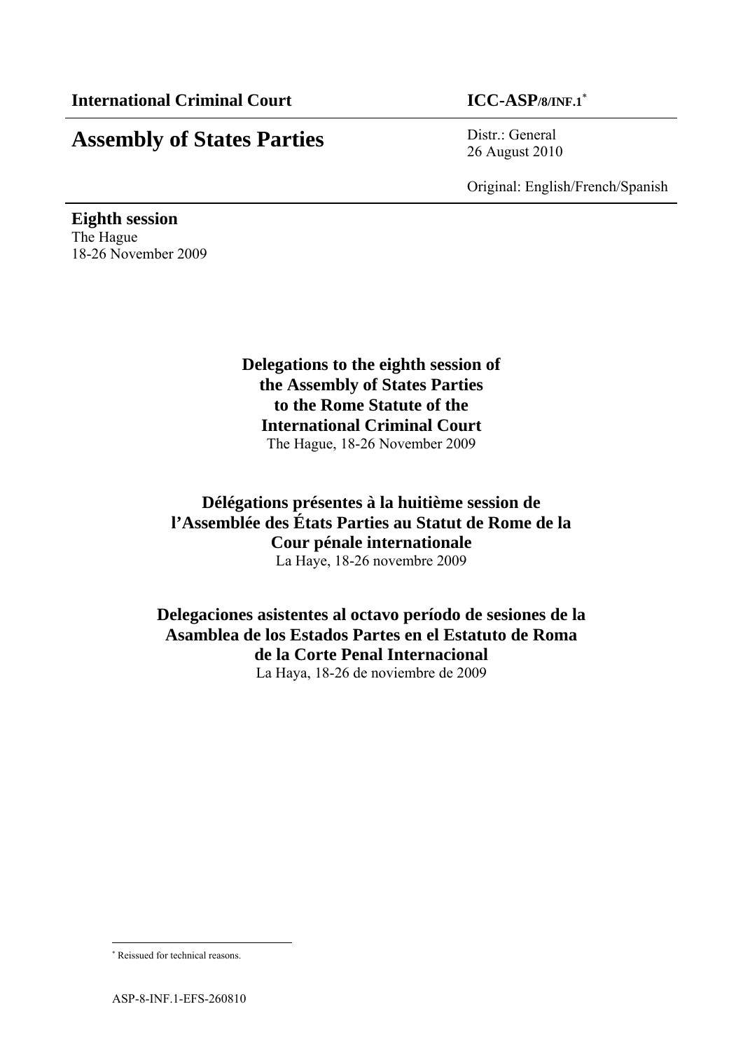**International Criminal Court** **ICC-ASP/8/INF.1**[*]

# Assembly of States Parties

Distr.: General
26 August 2010

Original: English/French/Spanish

**Eighth session**
The Hague
18-26 November 2009

## Delegations to the eighth session of the Assembly of States Parties to the Rome Statute of the International Criminal Court

The Hague, 18-26 November 2009

## Délégations présentes à la huitième session de l'Assemblée des États Parties au Statut de Rome de la Cour pénale internationale

La Haye, 18-26 novembre 2009

## Delegaciones asistentes al octavo período de sesiones de la Asamblea de los Estados Partes en el Estatuto de Roma de la Corte Penal Internacional

La Haya, 18-26 de noviembre de 2009

[*] Reissued for technical reasons.

ASP-8-INF.1-EFS-260810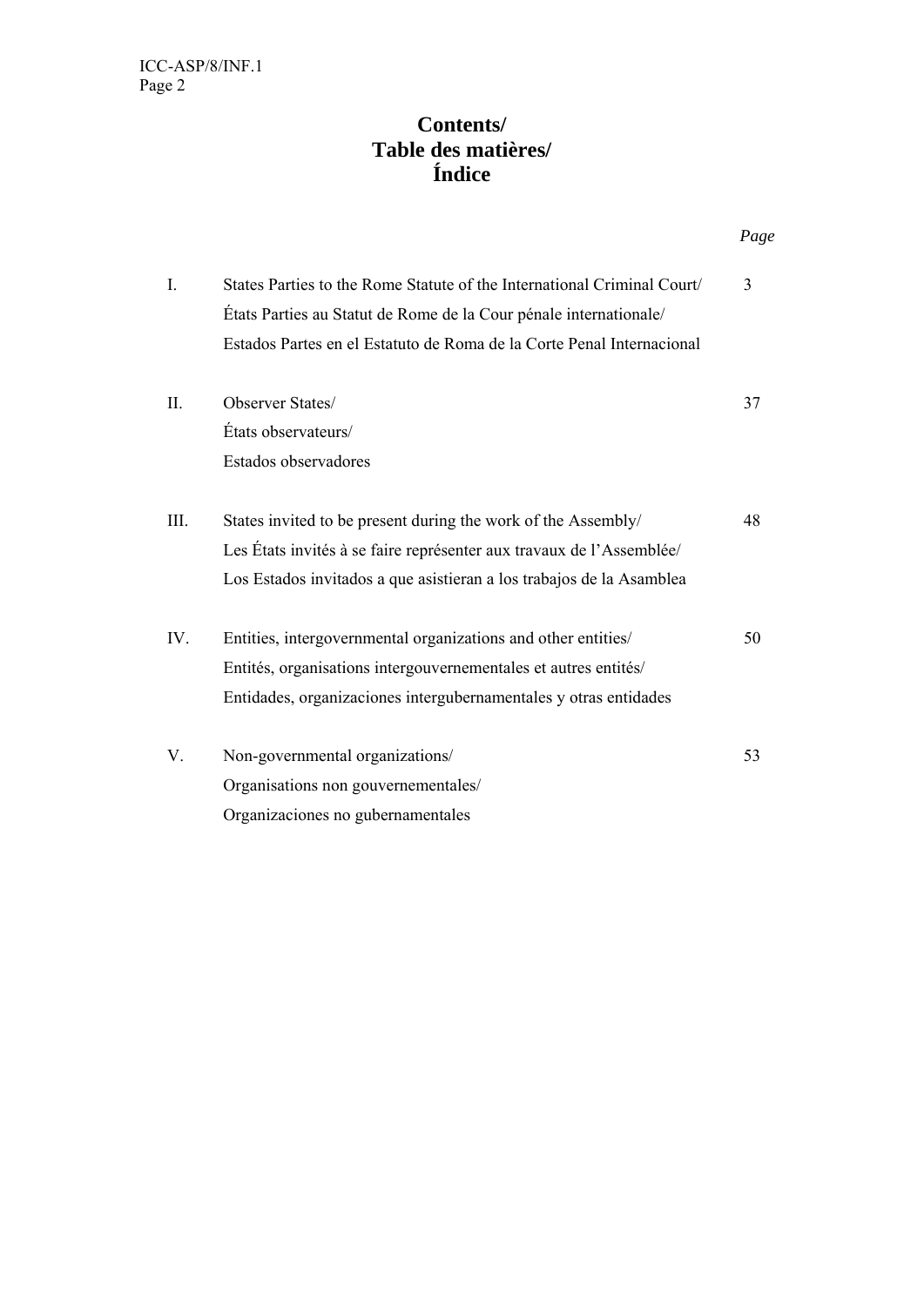# Contents/
# Table des matières/
# Índice

| | | *Page* |
|---|---|---|
| I. | States Parties to the Rome Statute of the International Criminal Court/ États Parties au Statut de Rome de la Cour pénale internationale/ Estados Partes en el Estatuto de Roma de la Corte Penal Internacional | 3 |
| II. | Observer States/ États observateurs/ Estados observadores | 37 |
| III. | States invited to be present during the work of the Assembly/ Les États invités à se faire représenter aux travaux de l'Assemblée/ Los Estados invitados a que asistieran a los trabajos de la Asamblea | 48 |
| IV. | Entities, intergovernmental organizations and other entities/ Entités, organisations intergouvernementales et autres entités/ Entidades, organizaciones intergubernamentales y otras entidades | 50 |
| V. | Non-governmental organizations/ Organisations non gouvernementales/ Organizaciones no gubernamentales | 53 |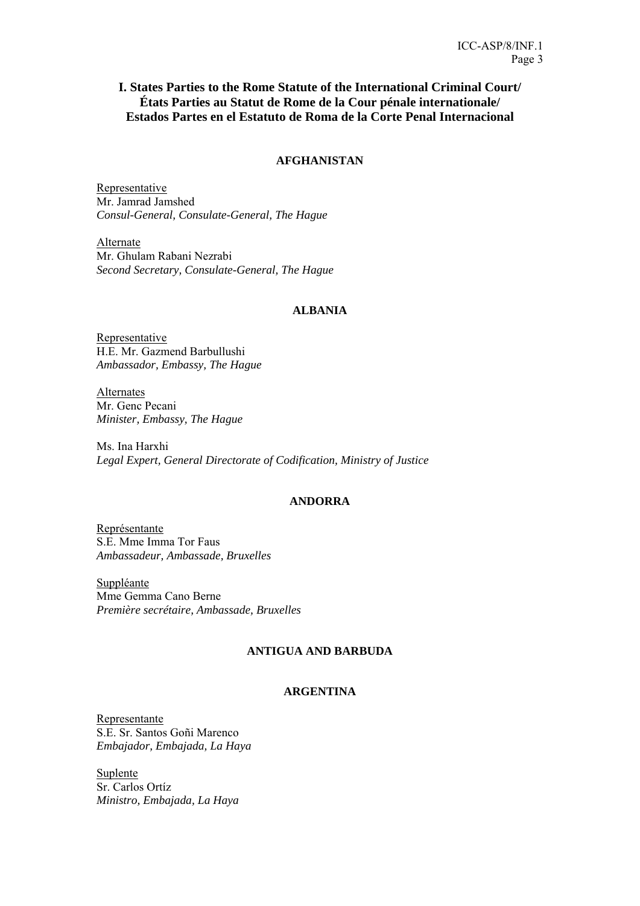## I. States Parties to the Rome Statute of the International Criminal Court/ États Parties au Statut de Rome de la Cour pénale internationale/ Estados Partes en el Estatuto de Roma de la Corte Penal Internacional

### AFGHANISTAN

Representative
Mr. Jamrad Jamshed
*Consul-General, Consulate-General, The Hague*

Alternate
Mr. Ghulam Rabani Nezrabi
*Second Secretary, Consulate-General, The Hague*

### ALBANIA

Representative
H.E. Mr. Gazmend Barbullushi
*Ambassador, Embassy, The Hague*

Alternates
Mr. Genc Pecani
*Minister, Embassy, The Hague*

Ms. Ina Harxhi
*Legal Expert, General Directorate of Codification, Ministry of Justice*

### ANDORRA

Représentante
S.E. Mme Imma Tor Faus
*Ambassadeur, Ambassade, Bruxelles*

Suppléante
Mme Gemma Cano Berne
*Première secrétaire, Ambassade, Bruxelles*

### ANTIGUA AND BARBUDA

### ARGENTINA

Representante
S.E. Sr. Santos Goñi Marenco
*Embajador, Embajada, La Haya*

Suplente
Sr. Carlos Ortíz
*Ministro, Embajada, La Haya*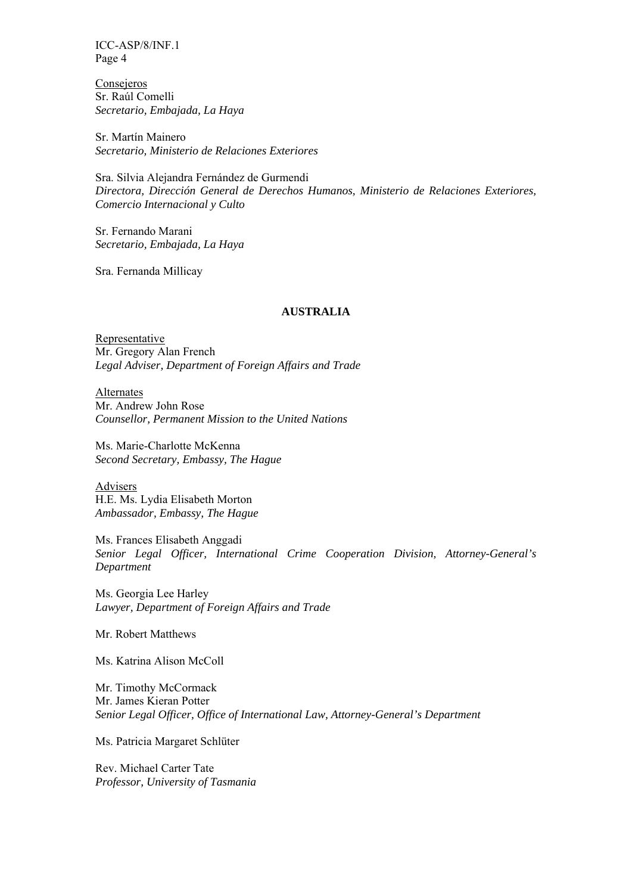<u>Consejeros</u>
Sr. Raúl Comelli
*Secretario, Embajada, La Haya*

Sr. Martín Mainero
*Secretario, Ministerio de Relaciones Exteriores*

Sra. Silvia Alejandra Fernández de Gurmendi
*Directora, Dirección General de Derechos Humanos, Ministerio de Relaciones Exteriores, Comercio Internacional y Culto*

Sr. Fernando Marani
*Secretario, Embajada, La Haya*

Sra. Fernanda Millicay

**AUSTRALIA**

<u>Representative</u>
Mr. Gregory Alan French
*Legal Adviser, Department of Foreign Affairs and Trade*

<u>Alternates</u>
Mr. Andrew John Rose
*Counsellor, Permanent Mission to the United Nations*

Ms. Marie-Charlotte McKenna
*Second Secretary, Embassy, The Hague*

<u>Advisers</u>
H.E. Ms. Lydia Elisabeth Morton
*Ambassador, Embassy, The Hague*

Ms. Frances Elisabeth Anggadi
*Senior Legal Officer, International Crime Cooperation Division, Attorney-General's Department*

Ms. Georgia Lee Harley
*Lawyer, Department of Foreign Affairs and Trade*

Mr. Robert Matthews

Ms. Katrina Alison McColl

Mr. Timothy McCormack
Mr. James Kieran Potter
*Senior Legal Officer, Office of International Law, Attorney-General's Department*

Ms. Patricia Margaret Schlüter

Rev. Michael Carter Tate
*Professor, University of Tasmania*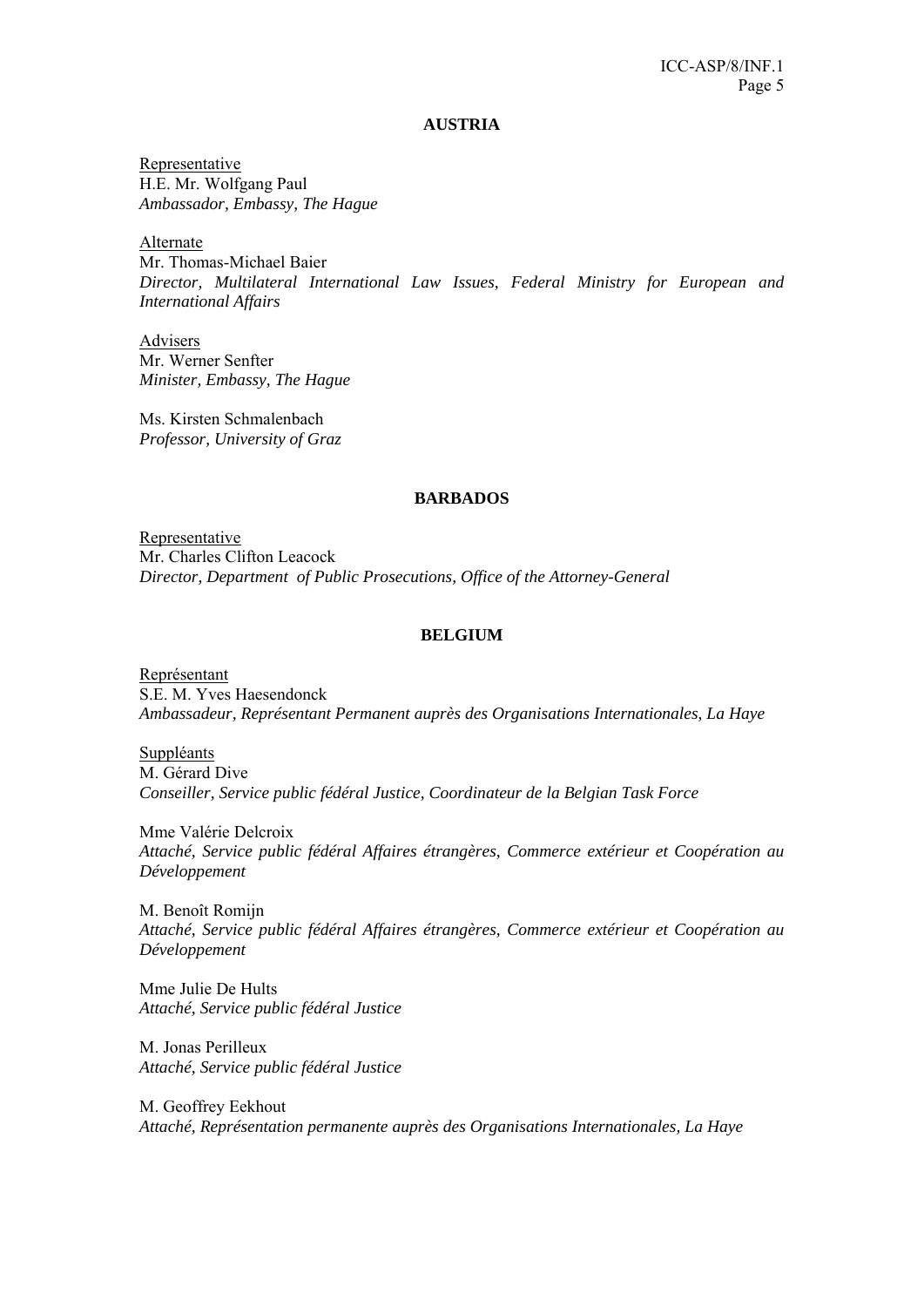## AUSTRIA

Representative
H.E. Mr. Wolfgang Paul
*Ambassador, Embassy, The Hague*

Alternate
Mr. Thomas-Michael Baier
*Director, Multilateral International Law Issues, Federal Ministry for European and International Affairs*

Advisers
Mr. Werner Senfter
*Minister, Embassy, The Hague*

Ms. Kirsten Schmalenbach
*Professor, University of Graz*

## BARBADOS

Representative
Mr. Charles Clifton Leacock
*Director, Department of Public Prosecutions, Office of the Attorney-General*

## BELGIUM

Représentant
S.E. M. Yves Haesendonck
*Ambassadeur, Représentant Permanent auprès des Organisations Internationales, La Haye*

Suppléants
M. Gérard Dive
*Conseiller, Service public fédéral Justice, Coordinateur de la Belgian Task Force*

Mme Valérie Delcroix
*Attaché, Service public fédéral Affaires étrangères, Commerce extérieur et Coopération au Développement*

M. Benoît Romijn
*Attaché, Service public fédéral Affaires étrangères, Commerce extérieur et Coopération au Développement*

Mme Julie De Hults
*Attaché, Service public fédéral Justice*

M. Jonas Perilleux
*Attaché, Service public fédéral Justice*

M. Geoffrey Eekhout
*Attaché, Représentation permanente auprès des Organisations Internationales, La Haye*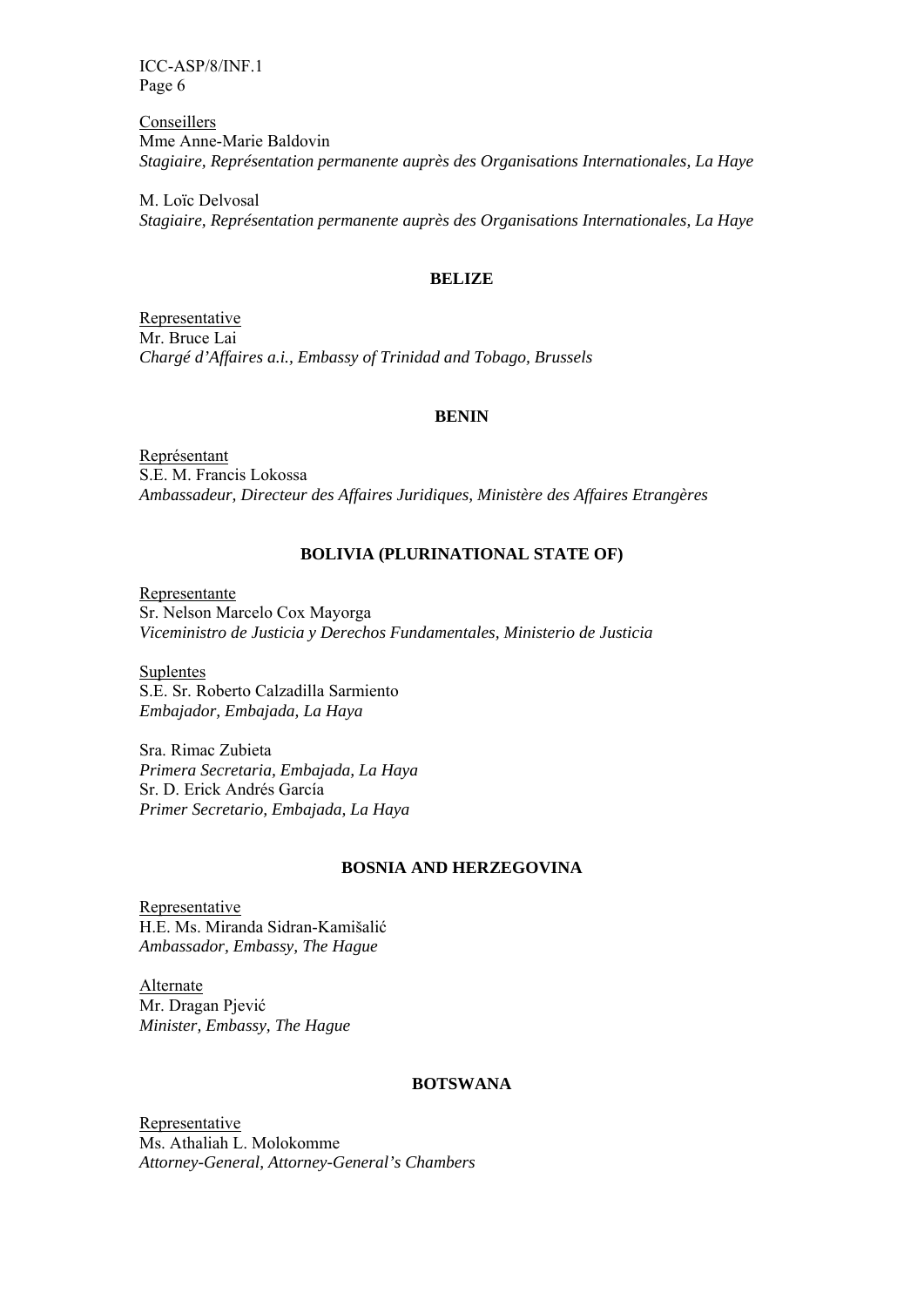Conseillers
Mme Anne-Marie Baldovin
*Stagiaire, Représentation permanente auprès des Organisations Internationales, La Haye*

M. Loïc Delvosal
*Stagiaire, Représentation permanente auprès des Organisations Internationales, La Haye*

**BELIZE**

Representative
Mr. Bruce Lai
*Chargé d'Affaires a.i., Embassy of Trinidad and Tobago, Brussels*

**BENIN**

Représentant
S.E. M. Francis Lokossa
*Ambassadeur, Directeur des Affaires Juridiques, Ministère des Affaires Etrangères*

**BOLIVIA (PLURINATIONAL STATE OF)**

Representante
Sr. Nelson Marcelo Cox Mayorga
*Viceministro de Justicia y Derechos Fundamentales, Ministerio de Justicia*

Suplentes
S.E. Sr. Roberto Calzadilla Sarmiento
*Embajador, Embajada, La Haya*

Sra. Rimac Zubieta
*Primera Secretaria, Embajada, La Haya*
Sr. D. Erick Andrés García
*Primer Secretario, Embajada, La Haya*

**BOSNIA AND HERZEGOVINA**

Representative
H.E. Ms. Miranda Sidran-Kamišalić
*Ambassador, Embassy, The Hague*

Alternate
Mr. Dragan Pjević
*Minister, Embassy, The Hague*

**BOTSWANA**

Representative
Ms. Athaliah L. Molokomme
*Attorney-General, Attorney-General's Chambers*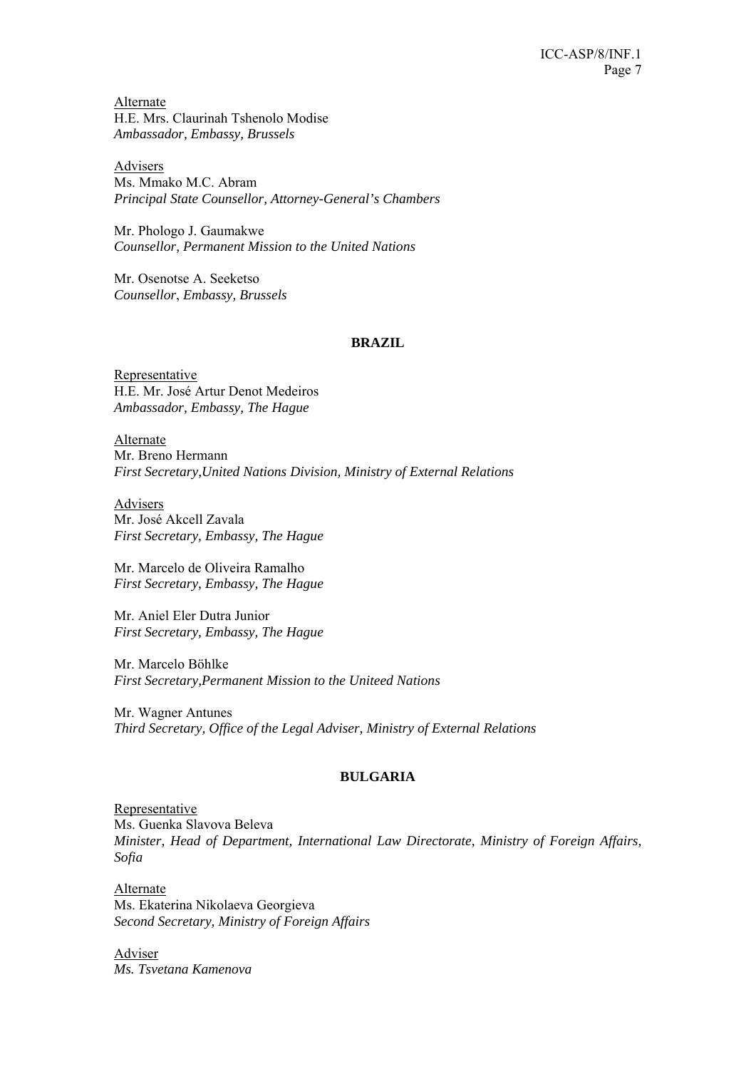Alternate
H.E. Mrs. Claurinah Tshenolo Modise
*Ambassador, Embassy, Brussels*

Advisers
Ms. Mmako M.C. Abram
*Principal State Counsellor, Attorney-General's Chambers*

Mr. Phologo J. Gaumakwe
*Counsellor, Permanent Mission to the United Nations*

Mr. Osenotse A. Seeketso
*Counsellor, Embassy, Brussels*

**BRAZIL**

Representative
H.E. Mr. José Artur Denot Medeiros
*Ambassador, Embassy, The Hague*

Alternate
Mr. Breno Hermann
*First Secretary,United Nations Division, Ministry of External Relations*

Advisers
Mr. José Akcell Zavala
*First Secretary, Embassy, The Hague*

Mr. Marcelo de Oliveira Ramalho
*First Secretary, Embassy, The Hague*

Mr. Aniel Eler Dutra Junior
*First Secretary, Embassy, The Hague*

Mr. Marcelo Böhlke
*First Secretary,Permanent Mission to the Uniteed Nations*

Mr. Wagner Antunes
*Third Secretary, Office of the Legal Adviser, Ministry of External Relations*

**BULGARIA**

Representative
Ms. Guenka Slavova Beleva
*Minister, Head of Department, International Law Directorate, Ministry of Foreign Affairs, Sofia*

Alternate
Ms. Ekaterina Nikolaeva Georgieva
*Second Secretary, Ministry of Foreign Affairs*

Adviser
*Ms. Tsvetana Kamenova*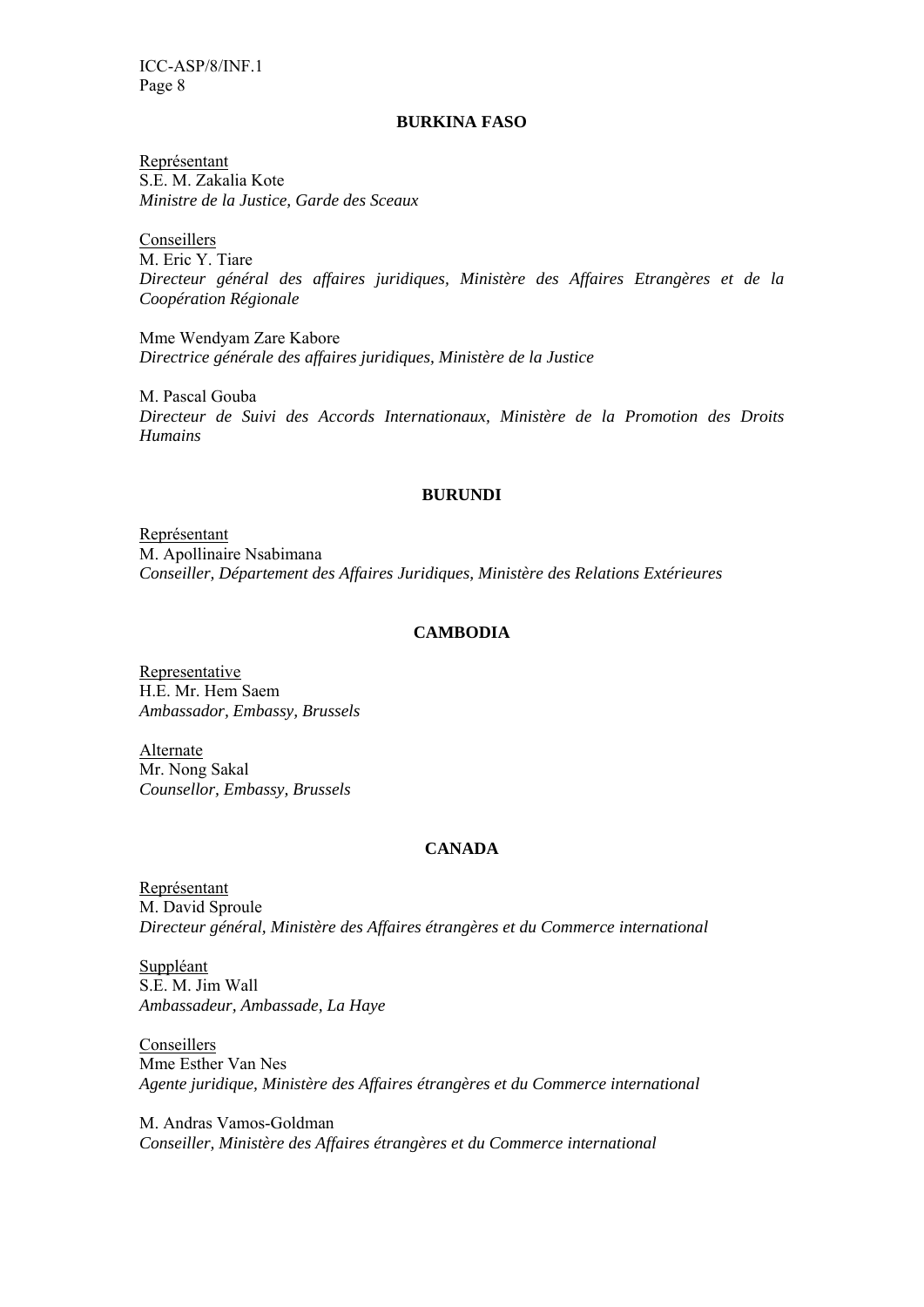## BURKINA FASO

Représentant
S.E. M. Zakalia Kote
*Ministre de la Justice, Garde des Sceaux*

Conseillers
M. Eric Y. Tiare
*Directeur général des affaires juridiques, Ministère des Affaires Etrangères et de la Coopération Régionale*

Mme Wendyam Zare Kabore
*Directrice générale des affaires juridiques, Ministère de la Justice*

M. Pascal Gouba
*Directeur de Suivi des Accords Internationaux, Ministère de la Promotion des Droits Humains*

## BURUNDI

Représentant
M. Apollinaire Nsabimana
*Conseiller, Département des Affaires Juridiques, Ministère des Relations Extérieures*

## CAMBODIA

Representative
H.E. Mr. Hem Saem
*Ambassador, Embassy, Brussels*

Alternate
Mr. Nong Sakal
*Counsellor, Embassy, Brussels*

## CANADA

Représentant
M. David Sproule
*Directeur général, Ministère des Affaires étrangères et du Commerce international*

Suppléant
S.E. M. Jim Wall
*Ambassadeur, Ambassade, La Haye*

Conseillers
Mme Esther Van Nes
*Agente juridique, Ministère des Affaires étrangères et du Commerce international*

M. Andras Vamos-Goldman
*Conseiller, Ministère des Affaires étrangères et du Commerce international*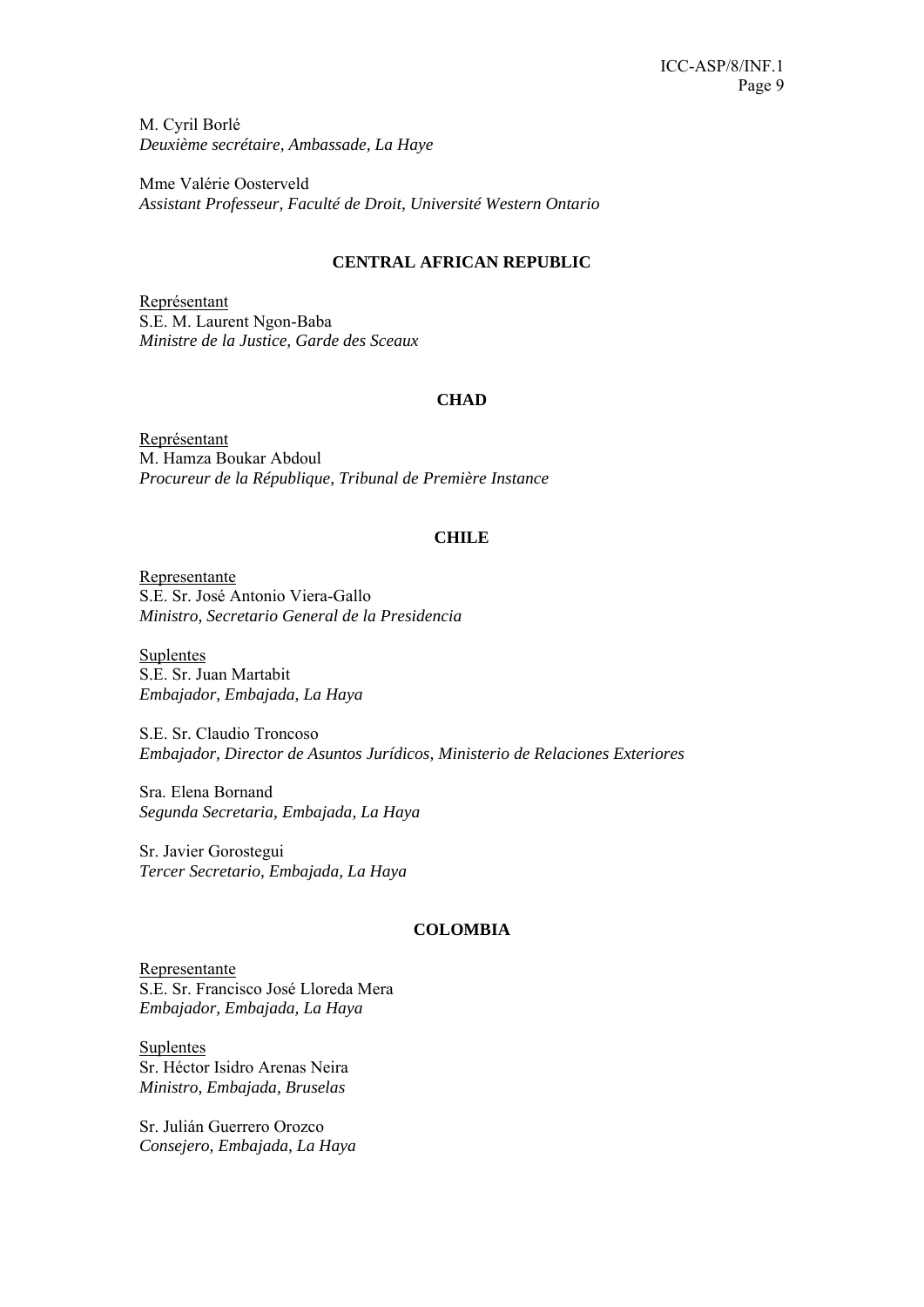M. Cyril Borlé
*Deuxième secrétaire, Ambassade, La Haye*

Mme Valérie Oosterveld
*Assistant Professeur, Faculté de Droit, Université Western Ontario*

### CENTRAL AFRICAN REPUBLIC

Représentant
S.E. M. Laurent Ngon-Baba
*Ministre de la Justice, Garde des Sceaux*

### CHAD

Représentant
M. Hamza Boukar Abdoul
*Procureur de la République, Tribunal de Première Instance*

### CHILE

Representante
S.E. Sr. José Antonio Viera-Gallo
*Ministro, Secretario General de la Presidencia*

Suplentes
S.E. Sr. Juan Martabit
*Embajador, Embajada, La Haya*

S.E. Sr. Claudio Troncoso
*Embajador, Director de Asuntos Jurídicos, Ministerio de Relaciones Exteriores*

Sra. Elena Bornand
*Segunda Secretaria, Embajada, La Haya*

Sr. Javier Gorostegui
*Tercer Secretario, Embajada, La Haya*

### COLOMBIA

Representante
S.E. Sr. Francisco José Lloreda Mera
*Embajador, Embajada, La Haya*

Suplentes
Sr. Héctor Isidro Arenas Neira
*Ministro, Embajada, Bruselas*

Sr. Julián Guerrero Orozco
*Consejero, Embajada, La Haya*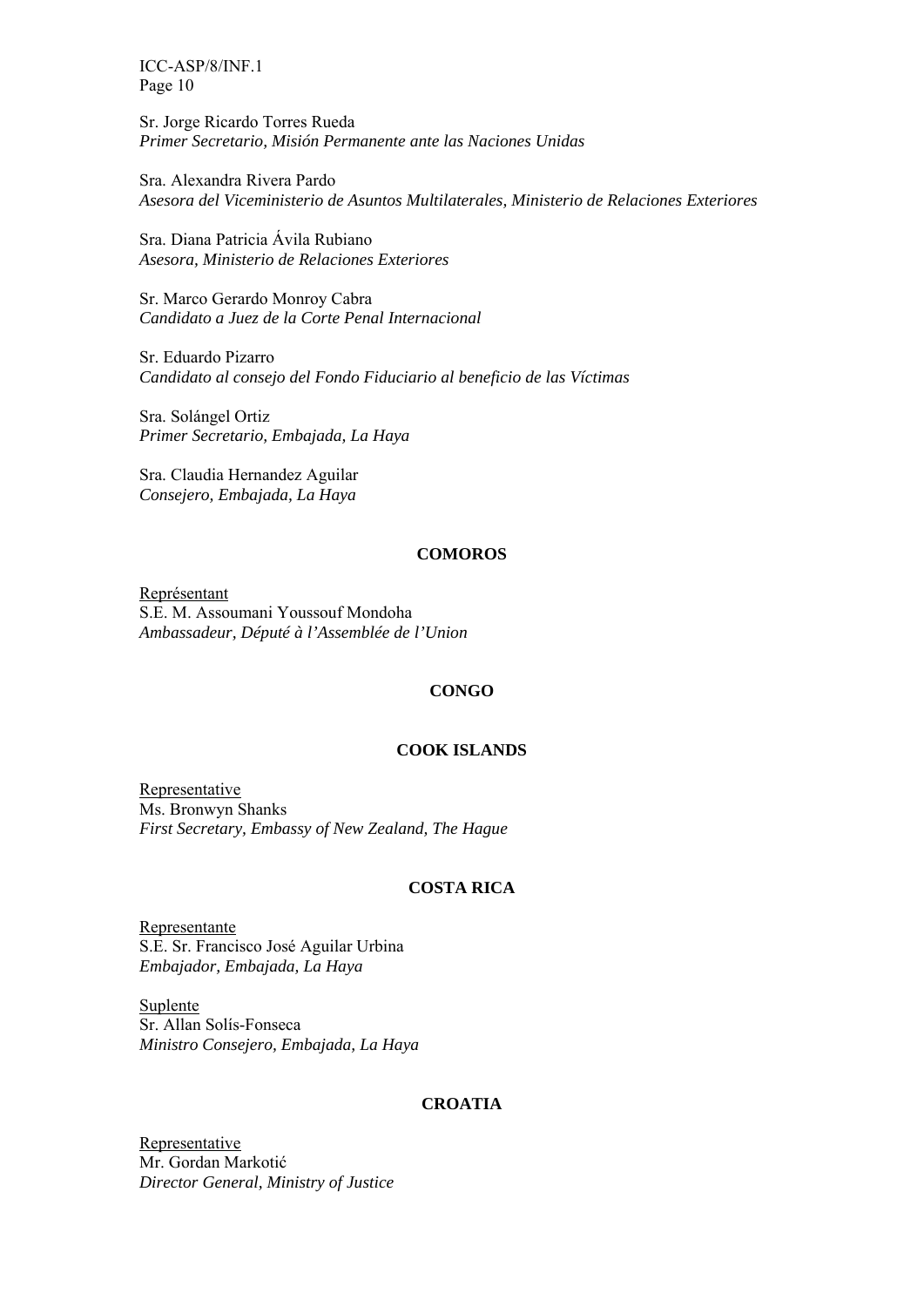Sr. Jorge Ricardo Torres Rueda
*Primer Secretario, Misión Permanente ante las Naciones Unidas*

Sra. Alexandra Rivera Pardo
*Asesora del Viceministerio de Asuntos Multilaterales, Ministerio de Relaciones Exteriores*

Sra. Diana Patricia Ávila Rubiano
*Asesora, Ministerio de Relaciones Exteriores*

Sr. Marco Gerardo Monroy Cabra
*Candidato a Juez de la Corte Penal Internacional*

Sr. Eduardo Pizarro
*Candidato al consejo del Fondo Fiduciario al beneficio de las Víctimas*

Sra. Solángel Ortiz
*Primer Secretario, Embajada, La Haya*

Sra. Claudia Hernandez Aguilar
*Consejero, Embajada, La Haya*

**COMOROS**

Représentant
S.E. M. Assoumani Youssouf Mondoha
*Ambassadeur, Député à l'Assemblée de l'Union*

**CONGO**

**COOK ISLANDS**

Representative
Ms. Bronwyn Shanks
*First Secretary, Embassy of New Zealand, The Hague*

**COSTA RICA**

Representante
S.E. Sr. Francisco José Aguilar Urbina
*Embajador, Embajada, La Haya*

Suplente
Sr. Allan Solís-Fonseca
*Ministro Consejero, Embajada, La Haya*

**CROATIA**

Representative
Mr. Gordan Markotić
*Director General, Ministry of Justice*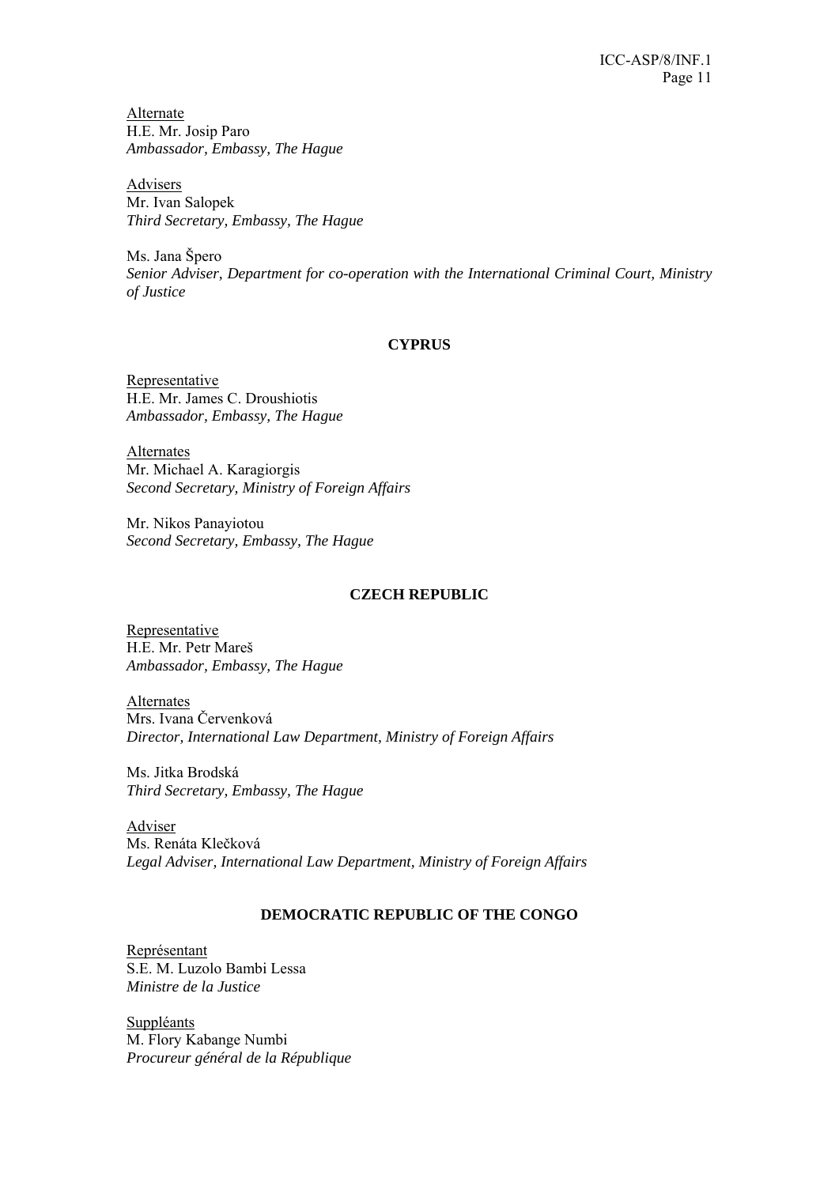Alternate
H.E. Mr. Josip Paro
*Ambassador, Embassy, The Hague*

Advisers
Mr. Ivan Salopek
*Third Secretary, Embassy, The Hague*

Ms. Jana Špero
*Senior Adviser, Department for co-operation with the International Criminal Court, Ministry of Justice*

**CYPRUS**

Representative
H.E. Mr. James C. Droushiotis
*Ambassador, Embassy, The Hague*

Alternates
Mr. Michael A. Karagiorgis
*Second Secretary, Ministry of Foreign Affairs*

Mr. Nikos Panayiotou
*Second Secretary, Embassy, The Hague*

**CZECH REPUBLIC**

Representative
H.E. Mr. Petr Mareš
*Ambassador, Embassy, The Hague*

Alternates
Mrs. Ivana Červenková
*Director, International Law Department, Ministry of Foreign Affairs*

Ms. Jitka Brodská
*Third Secretary, Embassy, The Hague*

Adviser
Ms. Renáta Klečková
*Legal Adviser, International Law Department, Ministry of Foreign Affairs*

**DEMOCRATIC REPUBLIC OF THE CONGO**

Représentant
S.E. M. Luzolo Bambi Lessa
*Ministre de la Justice*

Suppléants
M. Flory Kabange Numbi
*Procureur général de la République*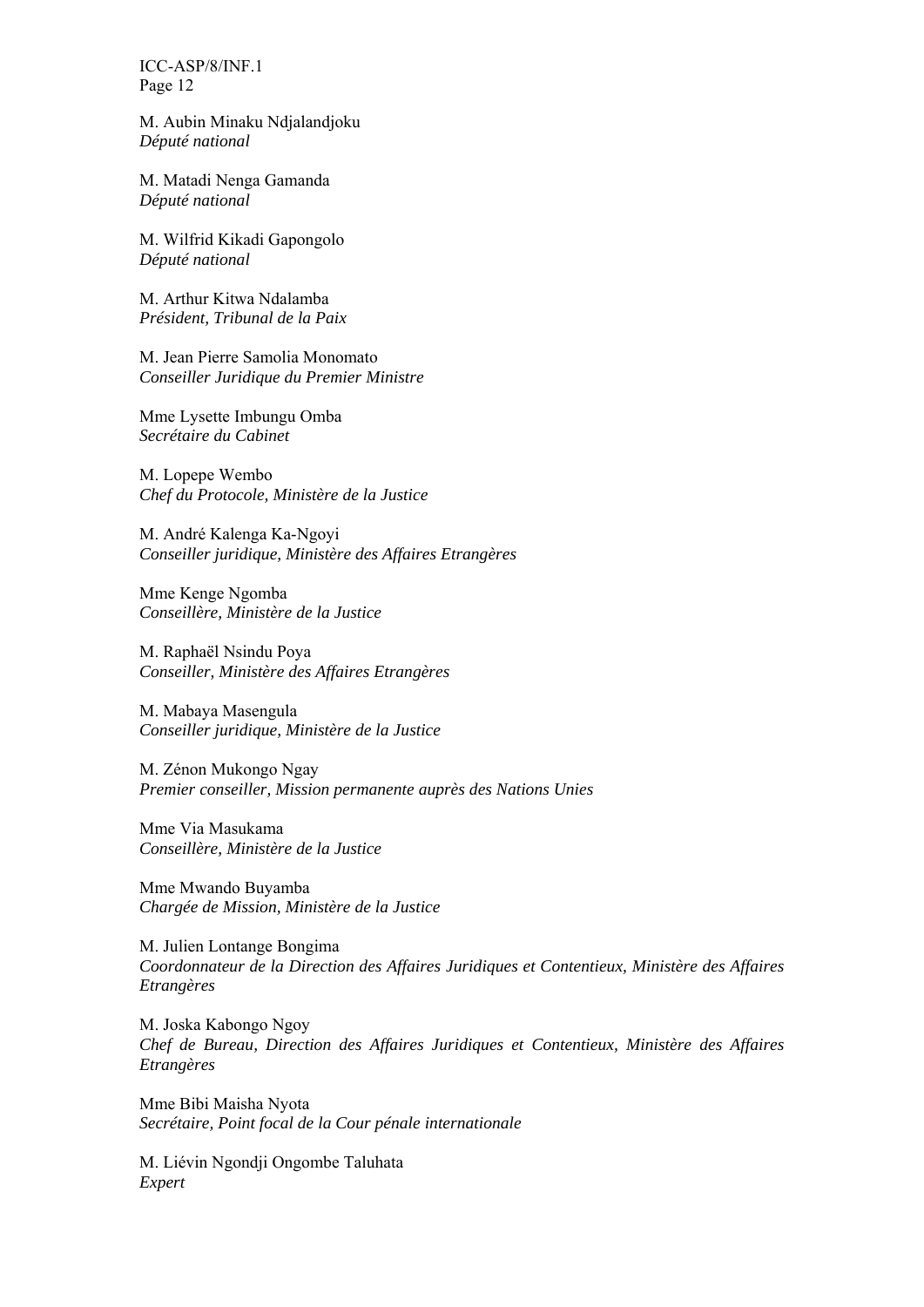M. Aubin Minaku Ndjalandjoku
*Député national*

M. Matadi Nenga Gamanda
*Député national*

M. Wilfrid Kikadi Gapongolo
*Député national*

M. Arthur Kitwa Ndalamba
*Président, Tribunal de la Paix*

M. Jean Pierre Samolia Monomato
*Conseiller Juridique du Premier Ministre*

Mme Lysette Imbungu Omba
*Secrétaire du Cabinet*

M. Lopepe Wembo
*Chef du Protocole, Ministère de la Justice*

M. André Kalenga Ka-Ngoyi
*Conseiller juridique, Ministère des Affaires Etrangères*

Mme Kenge Ngomba
*Conseillère, Ministère de la Justice*

M. Raphaël Nsindu Poya
*Conseiller, Ministère des Affaires Etrangères*

M. Mabaya Masengula
*Conseiller juridique, Ministère de la Justice*

M. Zénon Mukongo Ngay
*Premier conseiller, Mission permanente auprès des Nations Unies*

Mme Via Masukama
*Conseillère, Ministère de la Justice*

Mme Mwando Buyamba
*Chargée de Mission, Ministère de la Justice*

M. Julien Lontange Bongima
*Coordonnateur de la Direction des Affaires Juridiques et Contentieux, Ministère des Affaires Etrangères*

M. Joska Kabongo Ngoy
*Chef de Bureau, Direction des Affaires Juridiques et Contentieux, Ministère des Affaires Etrangères*

Mme Bibi Maisha Nyota
*Secrétaire, Point focal de la Cour pénale internationale*

M. Liévin Ngondji Ongombe Taluhata
*Expert*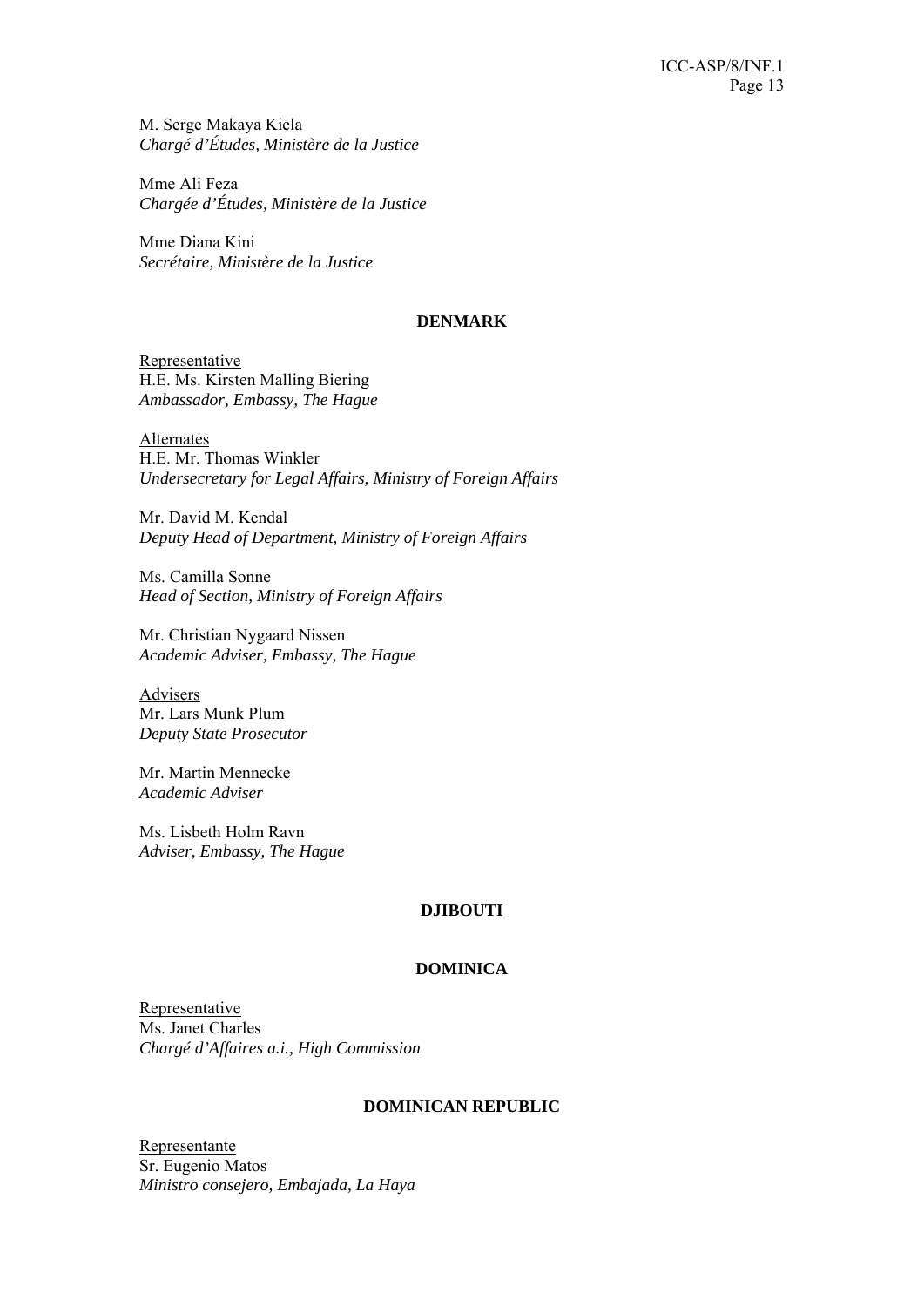M. Serge Makaya Kiela
*Chargé d'Études, Ministère de la Justice*

Mme Ali Feza
*Chargée d'Études, Ministère de la Justice*

Mme Diana Kini
*Secrétaire, Ministère de la Justice*

**DENMARK**

Representative
H.E. Ms. Kirsten Malling Biering
*Ambassador, Embassy, The Hague*

Alternates
H.E. Mr. Thomas Winkler
*Undersecretary for Legal Affairs, Ministry of Foreign Affairs*

Mr. David M. Kendal
*Deputy Head of Department, Ministry of Foreign Affairs*

Ms. Camilla Sonne
*Head of Section, Ministry of Foreign Affairs*

Mr. Christian Nygaard Nissen
*Academic Adviser, Embassy, The Hague*

Advisers
Mr. Lars Munk Plum
*Deputy State Prosecutor*

Mr. Martin Mennecke
*Academic Adviser*

Ms. Lisbeth Holm Ravn
*Adviser, Embassy, The Hague*

**DJIBOUTI**

**DOMINICA**

Representative
Ms. Janet Charles
*Chargé d'Affaires a.i., High Commission*

**DOMINICAN REPUBLIC**

Representante
Sr. Eugenio Matos
*Ministro consejero, Embajada, La Haya*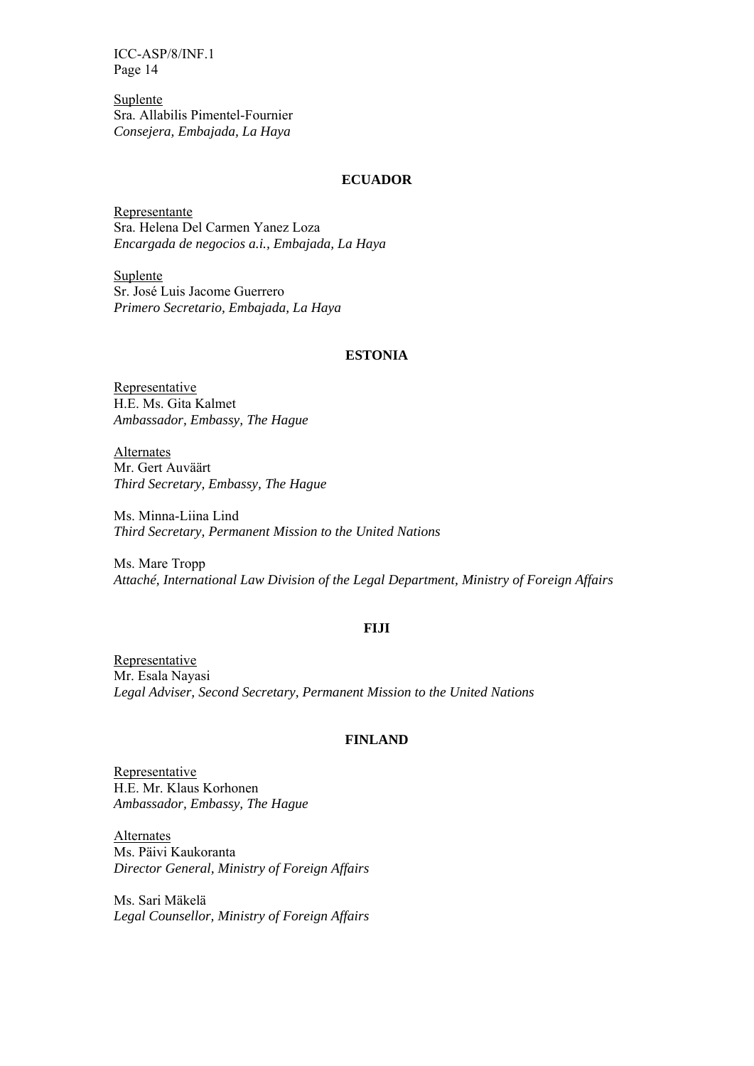Suplente
Sra. Allabilis Pimentel-Fournier
*Consejera, Embajada, La Haya*

**ECUADOR**

Representante
Sra. Helena Del Carmen Yanez Loza
*Encargada de negocios a.i., Embajada, La Haya*

Suplente
Sr. José Luis Jacome Guerrero
*Primero Secretario, Embajada, La Haya*

**ESTONIA**

Representative
H.E. Ms. Gita Kalmet
*Ambassador, Embassy, The Hague*

Alternates
Mr. Gert Auväärt
*Third Secretary, Embassy, The Hague*

Ms. Minna-Liina Lind
*Third Secretary, Permanent Mission to the United Nations*

Ms. Mare Tropp
*Attaché, International Law Division of the Legal Department, Ministry of Foreign Affairs*

**FIJI**

Representative
Mr. Esala Nayasi
*Legal Adviser, Second Secretary, Permanent Mission to the United Nations*

**FINLAND**

Representative
H.E. Mr. Klaus Korhonen
*Ambassador, Embassy, The Hague*

Alternates
Ms. Päivi Kaukoranta
*Director General, Ministry of Foreign Affairs*

Ms. Sari Mäkelä
*Legal Counsellor, Ministry of Foreign Affairs*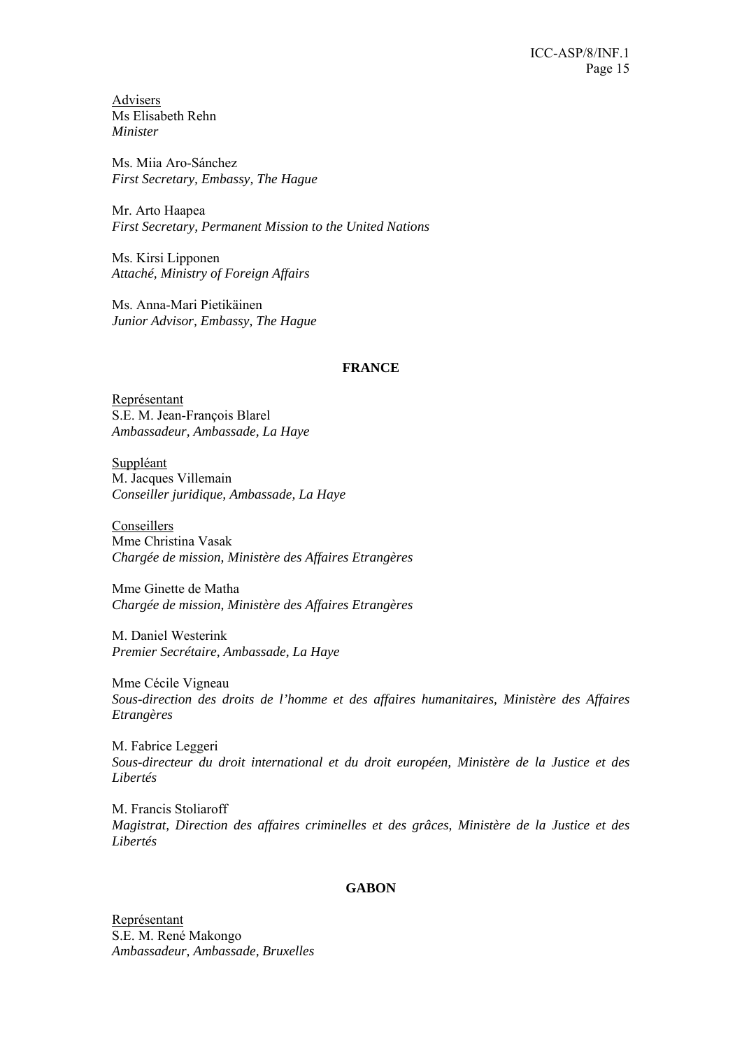Advisers
Ms Elisabeth Rehn
*Minister*

Ms. Miia Aro-Sánchez
*First Secretary, Embassy, The Hague*

Mr. Arto Haapea
*First Secretary, Permanent Mission to the United Nations*

Ms. Kirsi Lipponen
*Attaché, Ministry of Foreign Affairs*

Ms. Anna-Mari Pietikäinen
*Junior Advisor, Embassy, The Hague*

**FRANCE**

Représentant
S.E. M. Jean-François Blarel
*Ambassadeur, Ambassade, La Haye*

Suppléant
M. Jacques Villemain
*Conseiller juridique, Ambassade, La Haye*

Conseillers
Mme Christina Vasak
*Chargée de mission, Ministère des Affaires Etrangères*

Mme Ginette de Matha
*Chargée de mission, Ministère des Affaires Etrangères*

M. Daniel Westerink
*Premier Secrétaire, Ambassade, La Haye*

Mme Cécile Vigneau
*Sous-direction des droits de l'homme et des affaires humanitaires, Ministère des Affaires Etrangères*

M. Fabrice Leggeri
*Sous-directeur du droit international et du droit européen, Ministère de la Justice et des Libertés*

M. Francis Stoliaroff
*Magistrat, Direction des affaires criminelles et des grâces, Ministère de la Justice et des Libertés*

**GABON**

Représentant
S.E. M. René Makongo
*Ambassadeur, Ambassade, Bruxelles*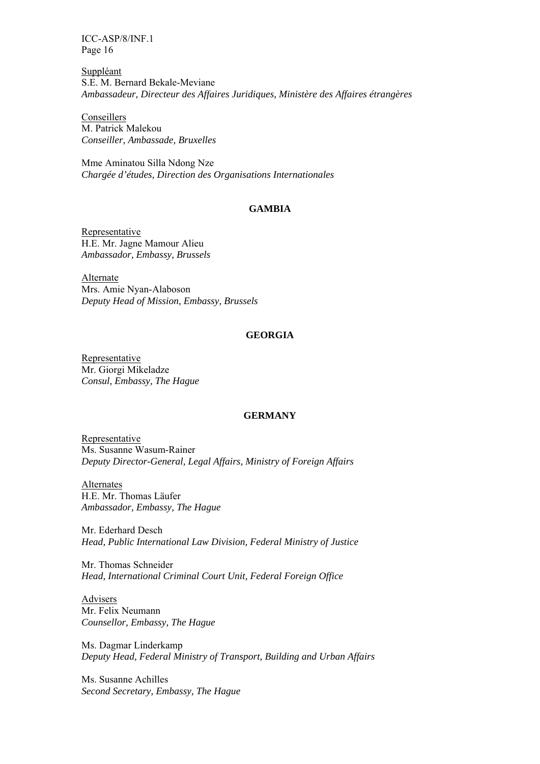Suppléant
S.E. M. Bernard Bekale-Meviane
*Ambassadeur, Directeur des Affaires Juridiques, Ministère des Affaires étrangères*

Conseillers
M. Patrick Malekou
*Conseiller, Ambassade, Bruxelles*

Mme Aminatou Silla Ndong Nze
*Chargée d'études, Direction des Organisations Internationales*

**GAMBIA**

Representative
H.E. Mr. Jagne Mamour Alieu
*Ambassador, Embassy, Brussels*

Alternate
Mrs. Amie Nyan-Alaboson
*Deputy Head of Mission, Embassy, Brussels*

**GEORGIA**

Representative
Mr. Giorgi Mikeladze
*Consul, Embassy, The Hague*

**GERMANY**

Representative
Ms. Susanne Wasum-Rainer
*Deputy Director-General, Legal Affairs, Ministry of Foreign Affairs*

Alternates
H.E. Mr. Thomas Läufer
*Ambassador, Embassy, The Hague*

Mr. Ederhard Desch
*Head, Public International Law Division, Federal Ministry of Justice*

Mr. Thomas Schneider
*Head, International Criminal Court Unit, Federal Foreign Office*

Advisers
Mr. Felix Neumann
*Counsellor, Embassy, The Hague*

Ms. Dagmar Linderkamp
*Deputy Head, Federal Ministry of Transport, Building and Urban Affairs*

Ms. Susanne Achilles
*Second Secretary, Embassy, The Hague*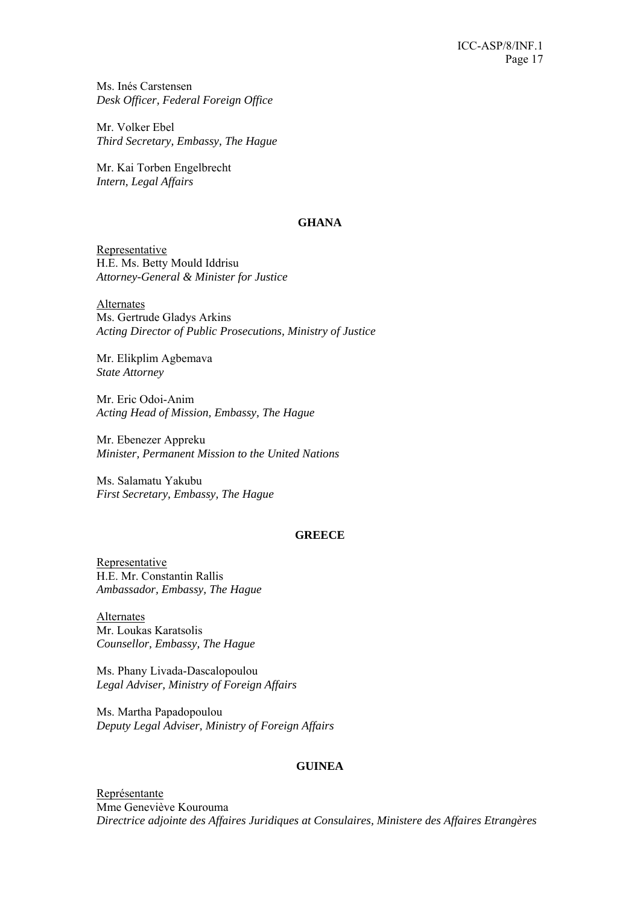Ms. Inés Carstensen
*Desk Officer, Federal Foreign Office*

Mr. Volker Ebel
*Third Secretary, Embassy, The Hague*

Mr. Kai Torben Engelbrecht
*Intern, Legal Affairs*

**GHANA**

Representative
H.E. Ms. Betty Mould Iddrisu
*Attorney-General & Minister for Justice*

Alternates
Ms. Gertrude Gladys Arkins
*Acting Director of Public Prosecutions, Ministry of Justice*

Mr. Elikplim Agbemava
*State Attorney*

Mr. Eric Odoi-Anim
*Acting Head of Mission, Embassy, The Hague*

Mr. Ebenezer Appreku
*Minister, Permanent Mission to the United Nations*

Ms. Salamatu Yakubu
*First Secretary, Embassy, The Hague*

**GREECE**

Representative
H.E. Mr. Constantin Rallis
*Ambassador, Embassy, The Hague*

Alternates
Mr. Loukas Karatsolis
*Counsellor, Embassy, The Hague*

Ms. Phany Livada-Dascalopoulou
*Legal Adviser, Ministry of Foreign Affairs*

Ms. Martha Papadopoulou
*Deputy Legal Adviser, Ministry of Foreign Affairs*

**GUINEA**

Représentante
Mme Geneviève Kourouma
*Directrice adjointe des Affaires Juridiques at Consulaires, Ministere des Affaires Etrangères*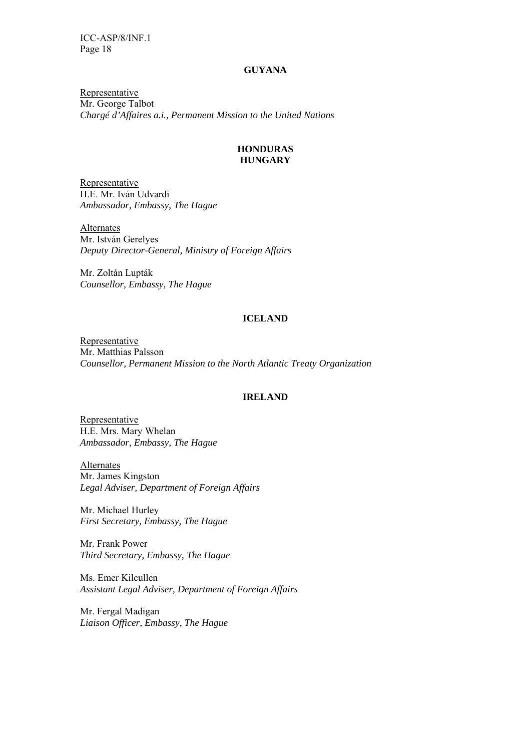**GUYANA**

Representative
Mr. George Talbot
*Chargé d'Affaires a.i., Permanent Mission to the United Nations*

**HONDURAS**

**HUNGARY**

Representative
H.E. Mr. Iván Udvardi
*Ambassador, Embassy, The Hague*

Alternates
Mr. István Gerelyes
*Deputy Director-General, Ministry of Foreign Affairs*

Mr. Zoltán Lupták
*Counsellor, Embassy, The Hague*

**ICELAND**

Representative
Mr. Matthias Palsson
*Counsellor, Permanent Mission to the North Atlantic Treaty Organization*

**IRELAND**

Representative
H.E. Mrs. Mary Whelan
*Ambassador, Embassy, The Hague*

Alternates
Mr. James Kingston
*Legal Adviser, Department of Foreign Affairs*

Mr. Michael Hurley
*First Secretary, Embassy, The Hague*

Mr. Frank Power
*Third Secretary, Embassy, The Hague*

Ms. Emer Kilcullen
*Assistant Legal Adviser, Department of Foreign Affairs*

Mr. Fergal Madigan
*Liaison Officer, Embassy, The Hague*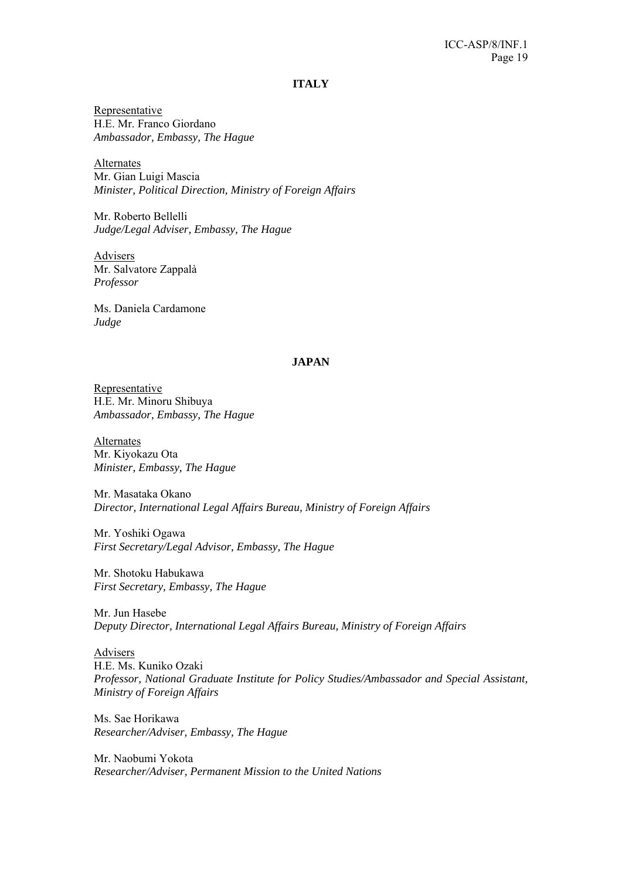## ITALY

Representative
H.E. Mr. Franco Giordano
*Ambassador, Embassy, The Hague*

Alternates
Mr. Gian Luigi Mascia
*Minister, Political Direction, Ministry of Foreign Affairs*

Mr. Roberto Bellelli
*Judge/Legal Adviser, Embassy, The Hague*

Advisers
Mr. Salvatore Zappalà
*Professor*

Ms. Daniela Cardamone
*Judge*

## JAPAN

Representative
H.E. Mr. Minoru Shibuya
*Ambassador, Embassy, The Hague*

Alternates
Mr. Kiyokazu Ota
*Minister, Embassy, The Hague*

Mr. Masataka Okano
*Director, International Legal Affairs Bureau, Ministry of Foreign Affairs*

Mr. Yoshiki Ogawa
*First Secretary/Legal Advisor, Embassy, The Hague*

Mr. Shotoku Habukawa
*First Secretary, Embassy, The Hague*

Mr. Jun Hasebe
*Deputy Director, International Legal Affairs Bureau, Ministry of Foreign Affairs*

Advisers
H.E. Ms. Kuniko Ozaki
*Professor, National Graduate Institute for Policy Studies/Ambassador and Special Assistant, Ministry of Foreign Affairs*

Ms. Sae Horikawa
*Researcher/Adviser, Embassy, The Hague*

Mr. Naobumi Yokota
*Researcher/Adviser, Permanent Mission to the United Nations*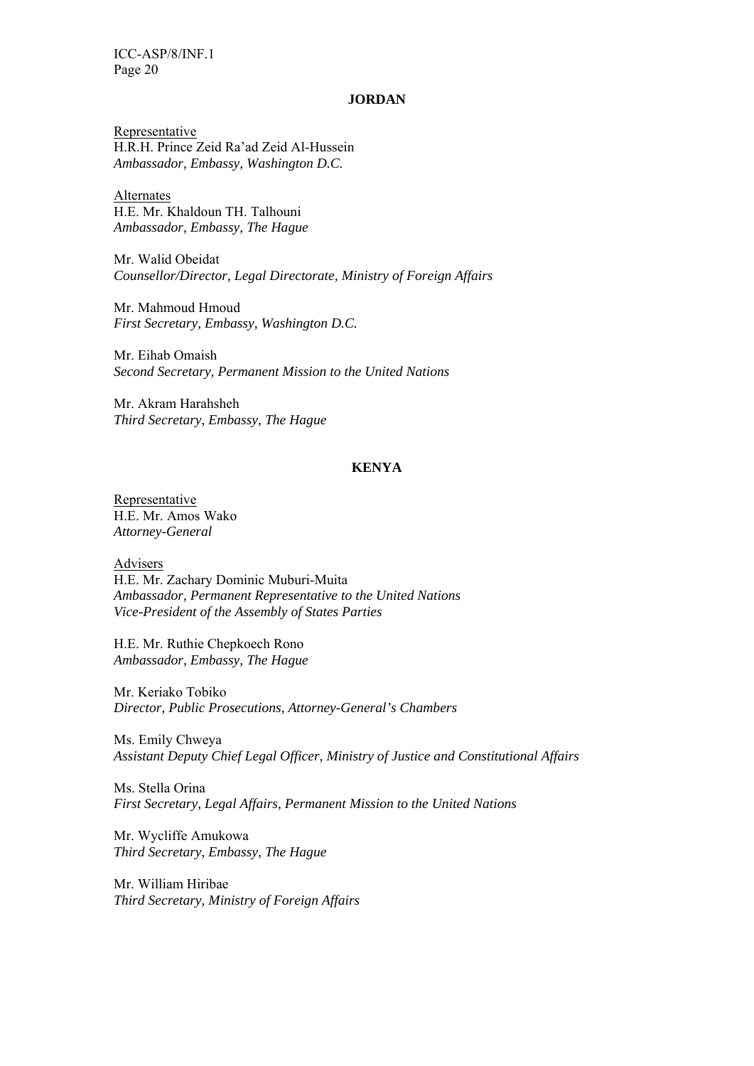**JORDAN**

Representative
H.R.H. Prince Zeid Ra'ad Zeid Al-Hussein
*Ambassador, Embassy, Washington D.C.*

Alternates
H.E. Mr. Khaldoun TH. Talhouni
*Ambassador, Embassy, The Hague*

Mr. Walid Obeidat
*Counsellor/Director, Legal Directorate, Ministry of Foreign Affairs*

Mr. Mahmoud Hmoud
*First Secretary, Embassy, Washington D.C.*

Mr. Eihab Omaish
*Second Secretary, Permanent Mission to the United Nations*

Mr. Akram Harahsheh
*Third Secretary, Embassy, The Hague*

**KENYA**

Representative
H.E. Mr. Amos Wako
*Attorney-General*

Advisers
H.E. Mr. Zachary Dominic Muburi-Muita
*Ambassador, Permanent Representative to the United Nations*
*Vice-President of the Assembly of States Parties*

H.E. Mr. Ruthie Chepkoech Rono
*Ambassador, Embassy, The Hague*

Mr. Keriako Tobiko
*Director, Public Prosecutions, Attorney-General's Chambers*

Ms. Emily Chweya
*Assistant Deputy Chief Legal Officer, Ministry of Justice and Constitutional Affairs*

Ms. Stella Orina
*First Secretary, Legal Affairs, Permanent Mission to the United Nations*

Mr. Wycliffe Amukowa
*Third Secretary, Embassy, The Hague*

Mr. William Hiribae
*Third Secretary, Ministry of Foreign Affairs*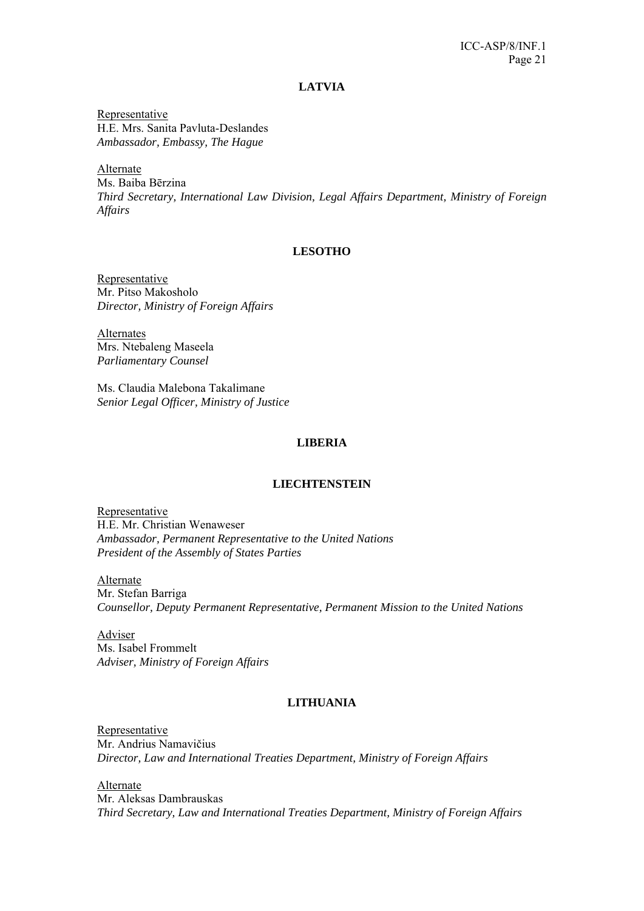## LATVIA

Representative
H.E. Mrs. Sanita Pavluta-Deslandes
*Ambassador, Embassy, The Hague*

Alternate
Ms. Baiba Bērzina
*Third Secretary, International Law Division, Legal Affairs Department, Ministry of Foreign Affairs*

## LESOTHO

Representative
Mr. Pitso Makosholo
*Director, Ministry of Foreign Affairs*

Alternates
Mrs. Ntebaleng Maseela
*Parliamentary Counsel*

Ms. Claudia Malebona Takalimane
*Senior Legal Officer, Ministry of Justice*

## LIBERIA

## LIECHTENSTEIN

Representative
H.E. Mr. Christian Wenaweser
*Ambassador, Permanent Representative to the United Nations*
*President of the Assembly of States Parties*

Alternate
Mr. Stefan Barriga
*Counsellor, Deputy Permanent Representative, Permanent Mission to the United Nations*

Adviser
Ms. Isabel Frommelt
*Adviser, Ministry of Foreign Affairs*

## LITHUANIA

Representative
Mr. Andrius Namavičius
*Director, Law and International Treaties Department, Ministry of Foreign Affairs*

Alternate
Mr. Aleksas Dambrauskas
*Third Secretary, Law and International Treaties Department, Ministry of Foreign Affairs*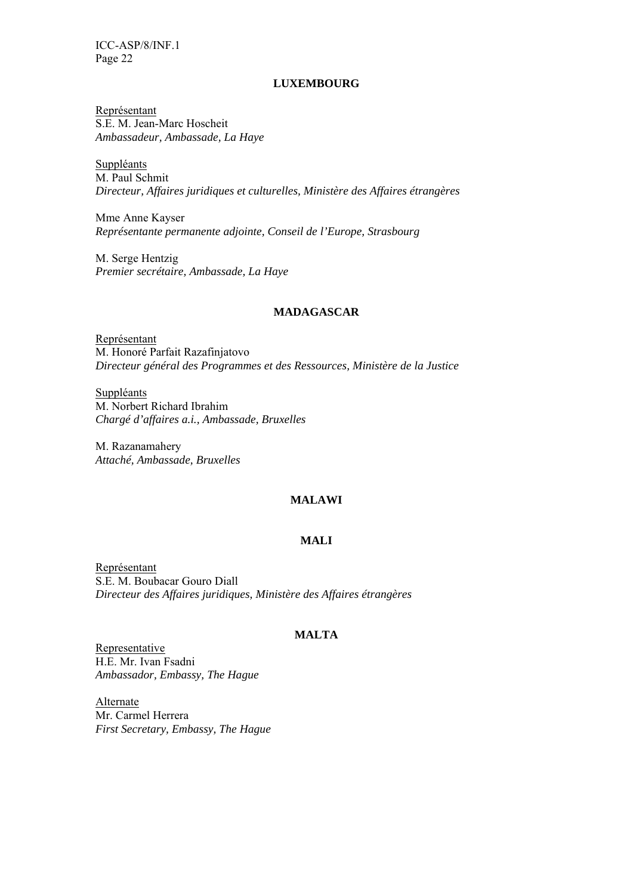## LUXEMBOURG

<u>Représentant</u>
S.E. M. Jean-Marc Hoscheit
*Ambassadeur, Ambassade, La Haye*

<u>Suppléants</u>
M. Paul Schmit
*Directeur, Affaires juridiques et culturelles, Ministère des Affaires étrangères*

Mme Anne Kayser
*Représentante permanente adjointe, Conseil de l'Europe, Strasbourg*

M. Serge Hentzig
*Premier secrétaire, Ambassade, La Haye*

## MADAGASCAR

<u>Représentant</u>
M. Honoré Parfait Razafinjatovo
*Directeur général des Programmes et des Ressources, Ministère de la Justice*

<u>Suppléants</u>
M. Norbert Richard Ibrahim
*Chargé d'affaires a.i., Ambassade, Bruxelles*

M. Razanamahery
*Attaché, Ambassade, Bruxelles*

## MALAWI

## MALI

<u>Représentant</u>
S.E. M. Boubacar Gouro Diall
*Directeur des Affaires juridiques, Ministère des Affaires étrangères*

## MALTA

<u>Representative</u>
H.E. Mr. Ivan Fsadni
*Ambassador, Embassy, The Hague*

<u>Alternate</u>
Mr. Carmel Herrera
*First Secretary, Embassy, The Hague*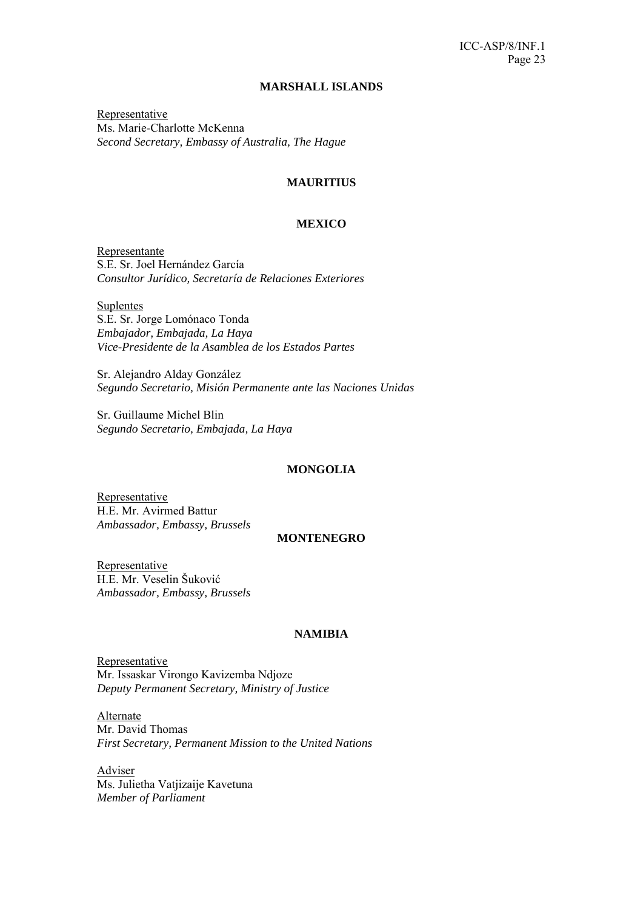**MARSHALL ISLANDS**

Representative
Ms. Marie-Charlotte McKenna
*Second Secretary, Embassy of Australia, The Hague*

**MAURITIUS**

**MEXICO**

Representante
S.E. Sr. Joel Hernández García
*Consultor Jurídico, Secretaría de Relaciones Exteriores*

Suplentes
S.E. Sr. Jorge Lomónaco Tonda
*Embajador, Embajada, La Haya*
*Vice-Presidente de la Asamblea de los Estados Partes*

Sr. Alejandro Alday González
*Segundo Secretario, Misión Permanente ante las Naciones Unidas*

Sr. Guillaume Michel Blin
*Segundo Secretario, Embajada, La Haya*

**MONGOLIA**

Representative
H.E. Mr. Avirmed Battur
*Ambassador, Embassy, Brussels*

**MONTENEGRO**

Representative
H.E. Mr. Veselin Šuković
*Ambassador, Embassy, Brussels*

**NAMIBIA**

Representative
Mr. Issaskar Virongo Kavizemba Ndjoze
*Deputy Permanent Secretary, Ministry of Justice*

Alternate
Mr. David Thomas
*First Secretary, Permanent Mission to the United Nations*

Adviser
Ms. Julietha Vatjizaije Kavetuna
*Member of Parliament*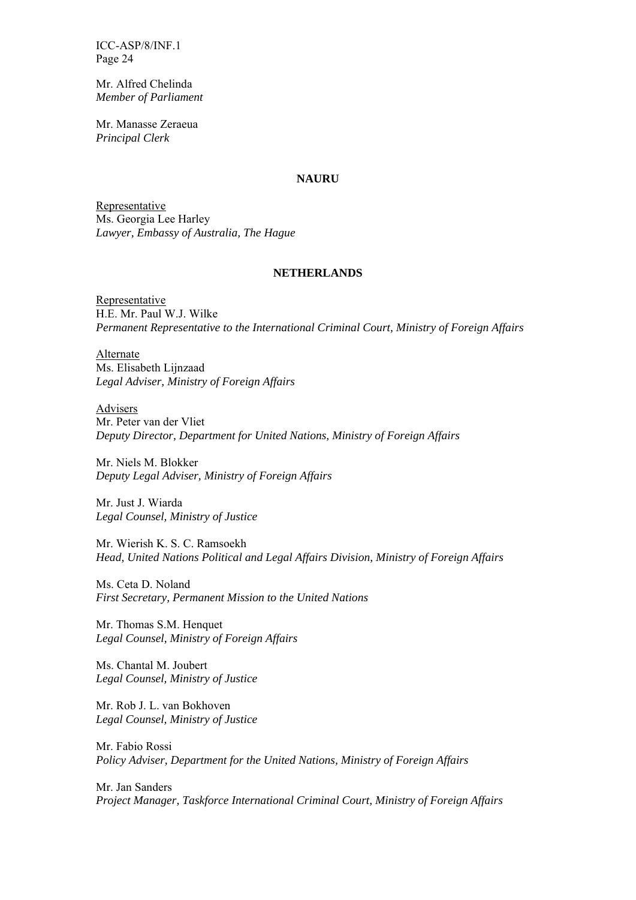Mr. Alfred Chelinda
*Member of Parliament*

Mr. Manasse Zeraeua
*Principal Clerk*

**NAURU**

Representative
Ms. Georgia Lee Harley
*Lawyer, Embassy of Australia, The Hague*

**NETHERLANDS**

Representative
H.E. Mr. Paul W.J. Wilke
*Permanent Representative to the International Criminal Court, Ministry of Foreign Affairs*

Alternate
Ms. Elisabeth Lijnzaad
*Legal Adviser, Ministry of Foreign Affairs*

Advisers
Mr. Peter van der Vliet
*Deputy Director, Department for United Nations, Ministry of Foreign Affairs*

Mr. Niels M. Blokker
*Deputy Legal Adviser, Ministry of Foreign Affairs*

Mr. Just J. Wiarda
*Legal Counsel, Ministry of Justice*

Mr. Wierish K. S. C. Ramsoekh
*Head, United Nations Political and Legal Affairs Division, Ministry of Foreign Affairs*

Ms. Ceta D. Noland
*First Secretary, Permanent Mission to the United Nations*

Mr. Thomas S.M. Henquet
*Legal Counsel, Ministry of Foreign Affairs*

Ms. Chantal M. Joubert
*Legal Counsel, Ministry of Justice*

Mr. Rob J. L. van Bokhoven
*Legal Counsel, Ministry of Justice*

Mr. Fabio Rossi
*Policy Adviser, Department for the United Nations, Ministry of Foreign Affairs*

Mr. Jan Sanders
*Project Manager, Taskforce International Criminal Court, Ministry of Foreign Affairs*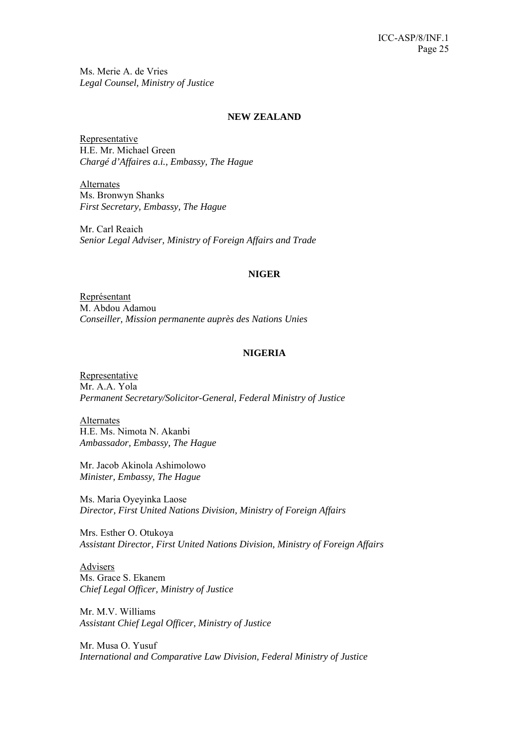Ms. Merie A. de Vries
*Legal Counsel, Ministry of Justice*

**NEW ZEALAND**

Representative
H.E. Mr. Michael Green
*Chargé d'Affaires a.i., Embassy, The Hague*

Alternates
Ms. Bronwyn Shanks
*First Secretary, Embassy, The Hague*

Mr. Carl Reaich
*Senior Legal Adviser, Ministry of Foreign Affairs and Trade*

**NIGER**

Représentant
M. Abdou Adamou
*Conseiller, Mission permanente auprès des Nations Unies*

**NIGERIA**

Representative
Mr. A.A. Yola
*Permanent Secretary/Solicitor-General, Federal Ministry of Justice*

Alternates
H.E. Ms. Nimota N. Akanbi
*Ambassador, Embassy, The Hague*

Mr. Jacob Akinola Ashimolowo
*Minister, Embassy, The Hague*

Ms. Maria Oyeyinka Laose
*Director, First United Nations Division, Ministry of Foreign Affairs*

Mrs. Esther O. Otukoya
*Assistant Director, First United Nations Division, Ministry of Foreign Affairs*

Advisers
Ms. Grace S. Ekanem
*Chief Legal Officer, Ministry of Justice*

Mr. M.V. Williams
*Assistant Chief Legal Officer, Ministry of Justice*

Mr. Musa O. Yusuf
*International and Comparative Law Division, Federal Ministry of Justice*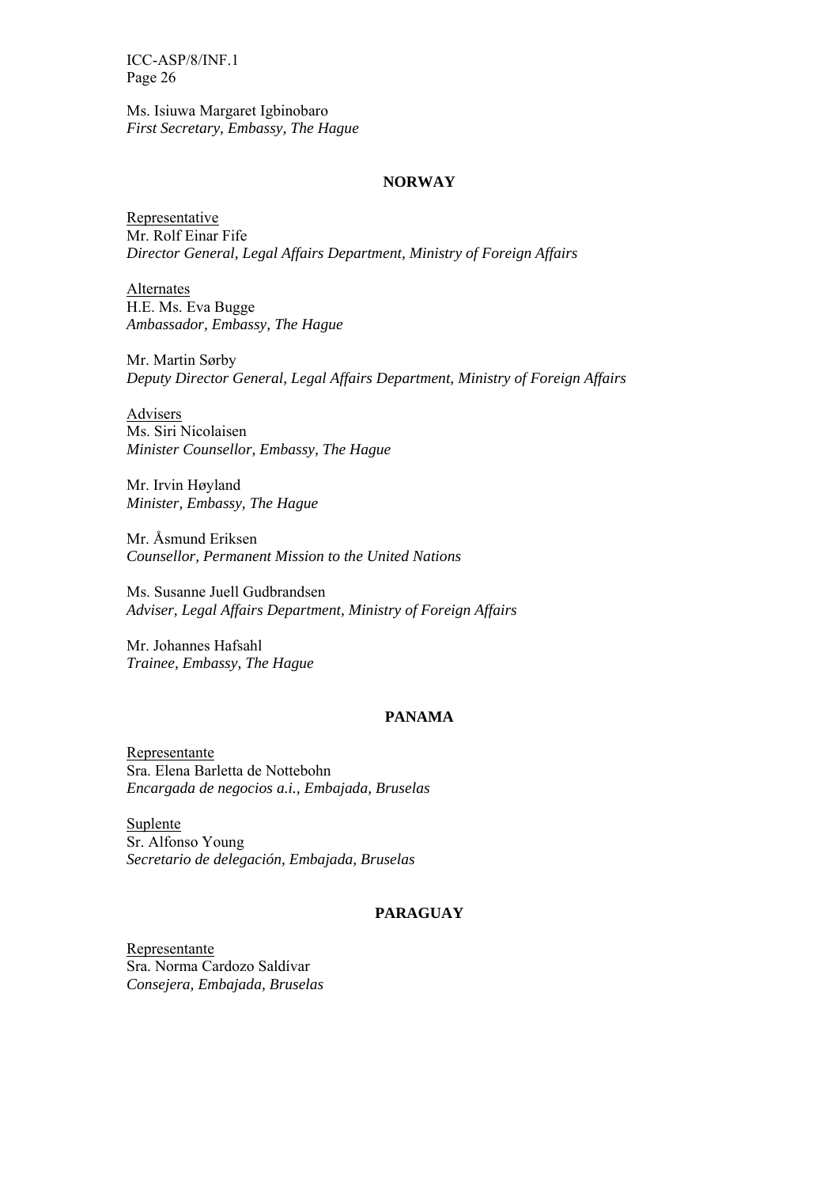Ms. Isiuwa Margaret Igbinobaro
*First Secretary, Embassy, The Hague*

## NORWAY

Representative
Mr. Rolf Einar Fife
*Director General, Legal Affairs Department, Ministry of Foreign Affairs*

Alternates
H.E. Ms. Eva Bugge
*Ambassador, Embassy, The Hague*

Mr. Martin Sørby
*Deputy Director General, Legal Affairs Department, Ministry of Foreign Affairs*

Advisers
Ms. Siri Nicolaisen
*Minister Counsellor, Embassy, The Hague*

Mr. Irvin Høyland
*Minister, Embassy, The Hague*

Mr. Åsmund Eriksen
*Counsellor, Permanent Mission to the United Nations*

Ms. Susanne Juell Gudbrandsen
*Adviser, Legal Affairs Department, Ministry of Foreign Affairs*

Mr. Johannes Hafsahl
*Trainee, Embassy, The Hague*

## PANAMA

Representante
Sra. Elena Barletta de Nottebohn
*Encargada de negocios a.i., Embajada, Bruselas*

Suplente
Sr. Alfonso Young
*Secretario de delegación, Embajada, Bruselas*

## PARAGUAY

Representante
Sra. Norma Cardozo Saldívar
*Consejera, Embajada, Bruselas*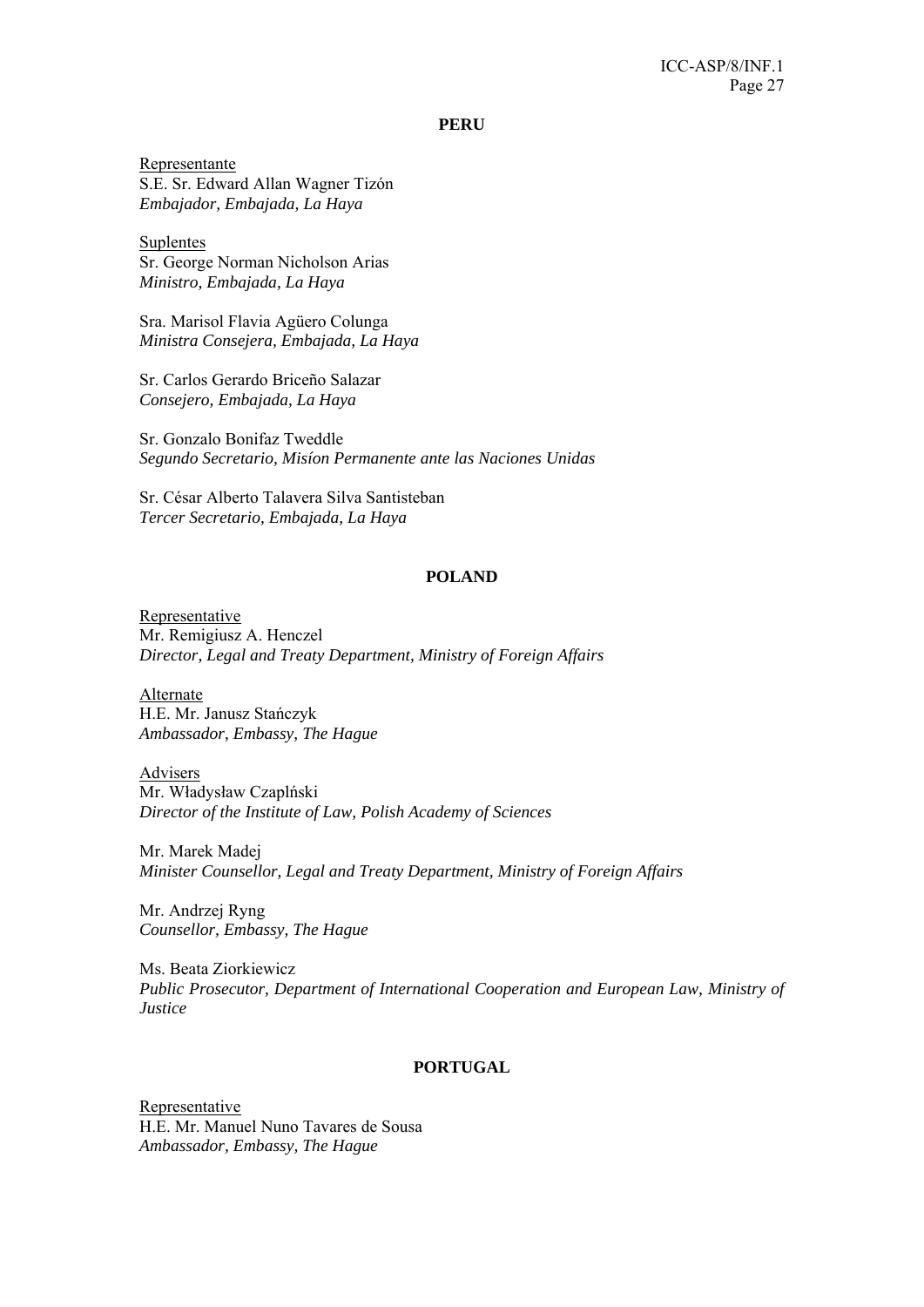## PERU

Representante
S.E. Sr. Edward Allan Wagner Tizón
*Embajador, Embajada, La Haya*

Suplentes
Sr. George Norman Nicholson Arias
*Ministro, Embajada, La Haya*

Sra. Marisol Flavia Agüero Colunga
*Ministra Consejera, Embajada, La Haya*

Sr. Carlos Gerardo Briceño Salazar
*Consejero, Embajada, La Haya*

Sr. Gonzalo Bonifaz Tweddle
*Segundo Secretario, Misíon Permanente ante las Naciones Unidas*

Sr. César Alberto Talavera Silva Santisteban
*Tercer Secretario, Embajada, La Haya*

## POLAND

Representative
Mr. Remigiusz A. Henczel
*Director, Legal and Treaty Department, Ministry of Foreign Affairs*

Alternate
H.E. Mr. Janusz Stańczyk
*Ambassador, Embassy, The Hague*

Advisers
Mr. Władysław Czaplński
*Director of the Institute of Law, Polish Academy of Sciences*

Mr. Marek Madej
*Minister Counsellor, Legal and Treaty Department, Ministry of Foreign Affairs*

Mr. Andrzej Ryng
*Counsellor, Embassy, The Hague*

Ms. Beata Ziorkiewicz
*Public Prosecutor, Department of International Cooperation and European Law, Ministry of Justice*

## PORTUGAL

Representative
H.E. Mr. Manuel Nuno Tavares de Sousa
*Ambassador, Embassy, The Hague*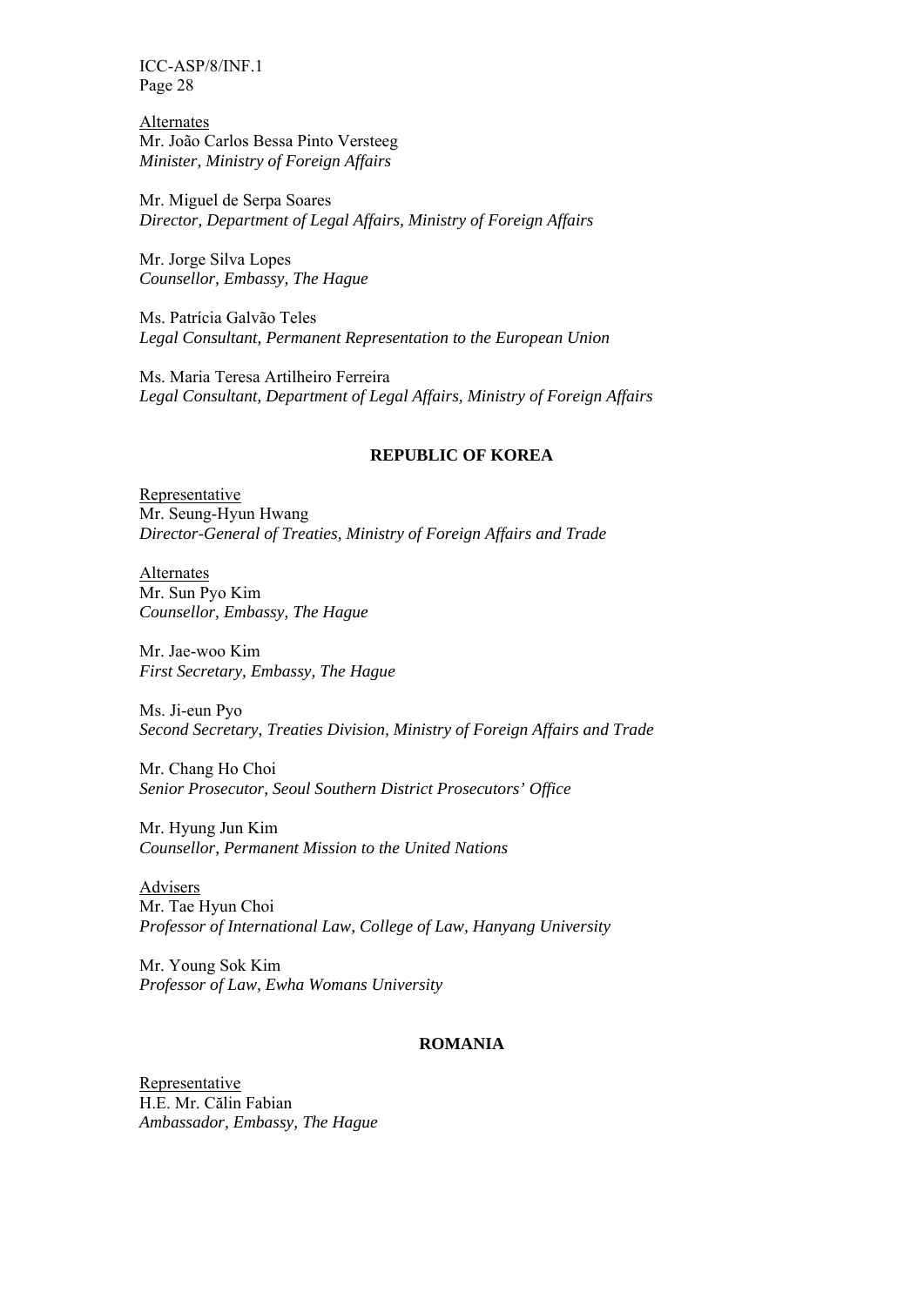Alternates

Mr. João Carlos Bessa Pinto Versteeg
*Minister, Ministry of Foreign Affairs*

Mr. Miguel de Serpa Soares
*Director, Department of Legal Affairs, Ministry of Foreign Affairs*

Mr. Jorge Silva Lopes
*Counsellor, Embassy, The Hague*

Ms. Patrícia Galvão Teles
*Legal Consultant, Permanent Representation to the European Union*

Ms. Maria Teresa Artilheiro Ferreira
*Legal Consultant, Department of Legal Affairs, Ministry of Foreign Affairs*

## REPUBLIC OF KOREA

Representative

Mr. Seung-Hyun Hwang
*Director-General of Treaties, Ministry of Foreign Affairs and Trade*

Alternates

Mr. Sun Pyo Kim
*Counsellor, Embassy, The Hague*

Mr. Jae-woo Kim
*First Secretary, Embassy, The Hague*

Ms. Ji-eun Pyo
*Second Secretary, Treaties Division, Ministry of Foreign Affairs and Trade*

Mr. Chang Ho Choi
*Senior Prosecutor, Seoul Southern District Prosecutors' Office*

Mr. Hyung Jun Kim
*Counsellor, Permanent Mission to the United Nations*

Advisers

Mr. Tae Hyun Choi
*Professor of International Law, College of Law, Hanyang University*

Mr. Young Sok Kim
*Professor of Law, Ewha Womans University*

## ROMANIA

Representative

H.E. Mr. Călin Fabian
*Ambassador, Embassy, The Hague*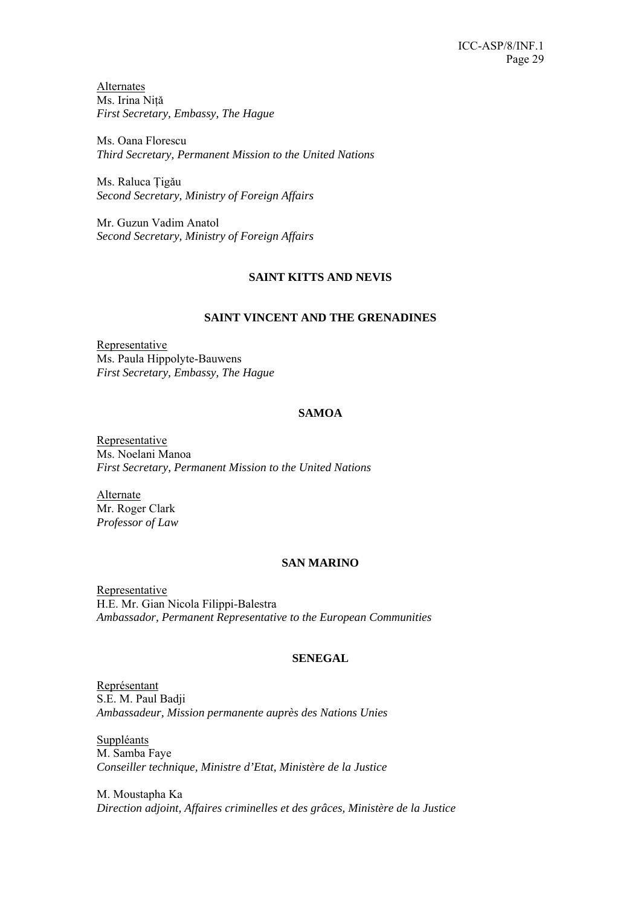Alternates
Ms. Irina Niță
*First Secretary, Embassy, The Hague*

Ms. Oana Florescu
*Third Secretary, Permanent Mission to the United Nations*

Ms. Raluca Țigău
*Second Secretary, Ministry of Foreign Affairs*

Mr. Guzun Vadim Anatol
*Second Secretary, Ministry of Foreign Affairs*

**SAINT KITTS AND NEVIS**

**SAINT VINCENT AND THE GRENADINES**

Representative
Ms. Paula Hippolyte-Bauwens
*First Secretary, Embassy, The Hague*

**SAMOA**

Representative
Ms. Noelani Manoa
*First Secretary, Permanent Mission to the United Nations*

Alternate
Mr. Roger Clark
*Professor of Law*

**SAN MARINO**

Representative
H.E. Mr. Gian Nicola Filippi-Balestra
*Ambassador, Permanent Representative to the European Communities*

**SENEGAL**

Représentant
S.E. M. Paul Badji
*Ambassadeur, Mission permanente auprès des Nations Unies*

Suppléants
M. Samba Faye
*Conseiller technique, Ministre d'Etat, Ministère de la Justice*

M. Moustapha Ka
*Direction adjoint, Affaires criminelles et des grâces, Ministère de la Justice*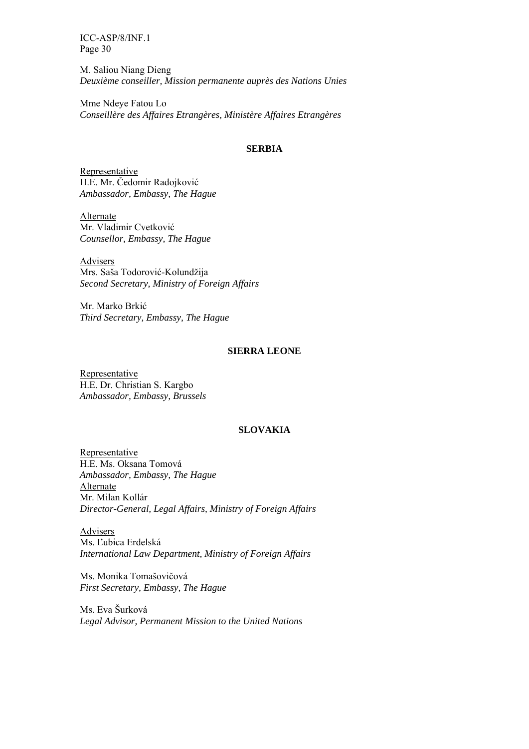M. Saliou Niang Dieng
*Deuxième conseiller, Mission permanente auprès des Nations Unies*

Mme Ndeye Fatou Lo
*Conseillère des Affaires Etrangères, Ministère Affaires Etrangères*

**SERBIA**

Representative
H.E. Mr. Čedomir Radojković
*Ambassador, Embassy, The Hague*

Alternate
Mr. Vladimir Cvetković
*Counsellor, Embassy, The Hague*

Advisers
Mrs. Saša Todorović-Kolundžija
*Second Secretary, Ministry of Foreign Affairs*

Mr. Marko Brkić
*Third Secretary, Embassy, The Hague*

**SIERRA LEONE**

Representative
H.E. Dr. Christian S. Kargbo
*Ambassador, Embassy, Brussels*

**SLOVAKIA**

Representative
H.E. Ms. Oksana Tomová
*Ambassador, Embassy, The Hague*
Alternate
Mr. Milan Kollár
*Director-General, Legal Affairs, Ministry of Foreign Affairs*

Advisers
Ms. Ľubica Erdelská
*International Law Department, Ministry of Foreign Affairs*

Ms. Monika Tomašovičová
*First Secretary, Embassy, The Hague*

Ms. Eva Šurková
*Legal Advisor, Permanent Mission to the United Nations*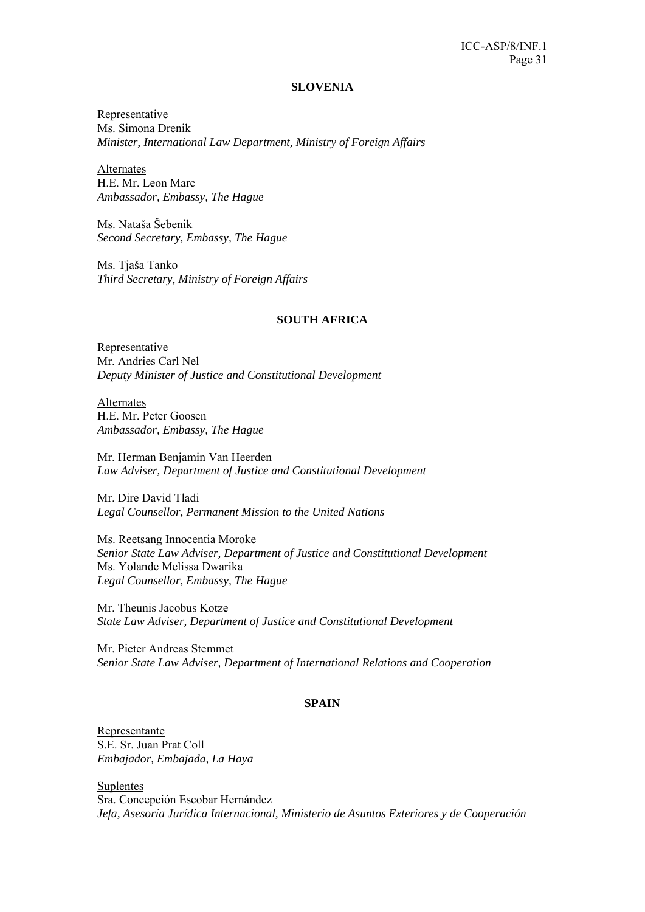**SLOVENIA**

Representative
Ms. Simona Drenik
*Minister, International Law Department, Ministry of Foreign Affairs*

Alternates
H.E. Mr. Leon Marc
*Ambassador, Embassy, The Hague*

Ms. Nataša Šebenik
*Second Secretary, Embassy, The Hague*

Ms. Tjaša Tanko
*Third Secretary, Ministry of Foreign Affairs*

**SOUTH AFRICA**

Representative
Mr. Andries Carl Nel
*Deputy Minister of Justice and Constitutional Development*

Alternates
H.E. Mr. Peter Goosen
*Ambassador, Embassy, The Hague*

Mr. Herman Benjamin Van Heerden
*Law Adviser, Department of Justice and Constitutional Development*

Mr. Dire David Tladi
*Legal Counsellor, Permanent Mission to the United Nations*

Ms. Reetsang Innocentia Moroke
*Senior State Law Adviser, Department of Justice and Constitutional Development*
Ms. Yolande Melissa Dwarika
*Legal Counsellor, Embassy, The Hague*

Mr. Theunis Jacobus Kotze
*State Law Adviser, Department of Justice and Constitutional Development*

Mr. Pieter Andreas Stemmet
*Senior State Law Adviser, Department of International Relations and Cooperation*

**SPAIN**

Representante
S.E. Sr. Juan Prat Coll
*Embajador, Embajada, La Haya*

Suplentes
Sra. Concepción Escobar Hernández
*Jefa, Asesoría Jurídica Internacional, Ministerio de Asuntos Exteriores y de Cooperación*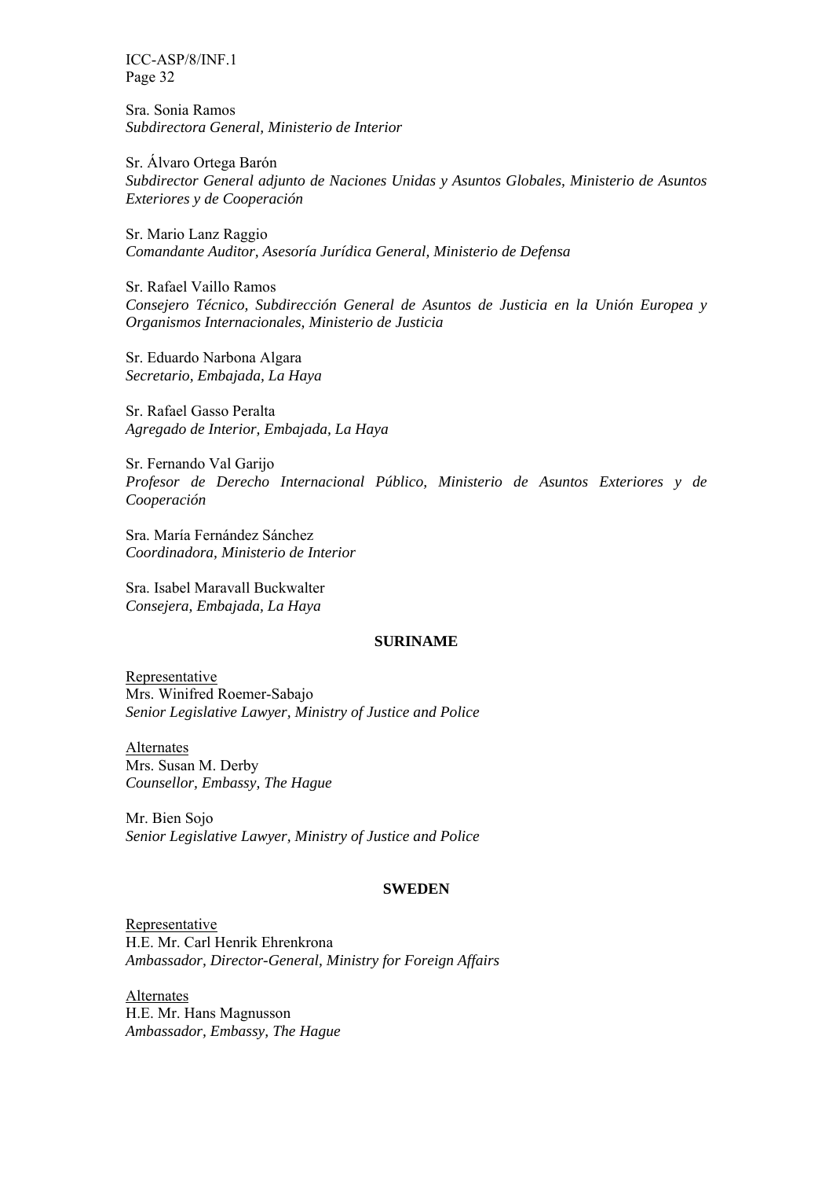Sra. Sonia Ramos
*Subdirectora General, Ministerio de Interior*

Sr. Álvaro Ortega Barón
*Subdirector General adjunto de Naciones Unidas y Asuntos Globales, Ministerio de Asuntos Exteriores y de Cooperación*

Sr. Mario Lanz Raggio
*Comandante Auditor, Asesoría Jurídica General, Ministerio de Defensa*

Sr. Rafael Vaillo Ramos
*Consejero Técnico, Subdirección General de Asuntos de Justicia en la Unión Europea y Organismos Internacionales, Ministerio de Justicia*

Sr. Eduardo Narbona Algara
*Secretario, Embajada, La Haya*

Sr. Rafael Gasso Peralta
*Agregado de Interior, Embajada, La Haya*

Sr. Fernando Val Garijo
*Profesor de Derecho Internacional Público, Ministerio de Asuntos Exteriores y de Cooperación*

Sra. María Fernández Sánchez
*Coordinadora, Ministerio de Interior*

Sra. Isabel Maravall Buckwalter
*Consejera, Embajada, La Haya*

**SURINAME**

Representative
Mrs. Winifred Roemer-Sabajo
*Senior Legislative Lawyer, Ministry of Justice and Police*

Alternates
Mrs. Susan M. Derby
*Counsellor, Embassy, The Hague*

Mr. Bien Sojo
*Senior Legislative Lawyer, Ministry of Justice and Police*

**SWEDEN**

Representative
H.E. Mr. Carl Henrik Ehrenkrona
*Ambassador, Director-General, Ministry for Foreign Affairs*

Alternates
H.E. Mr. Hans Magnusson
*Ambassador, Embassy, The Hague*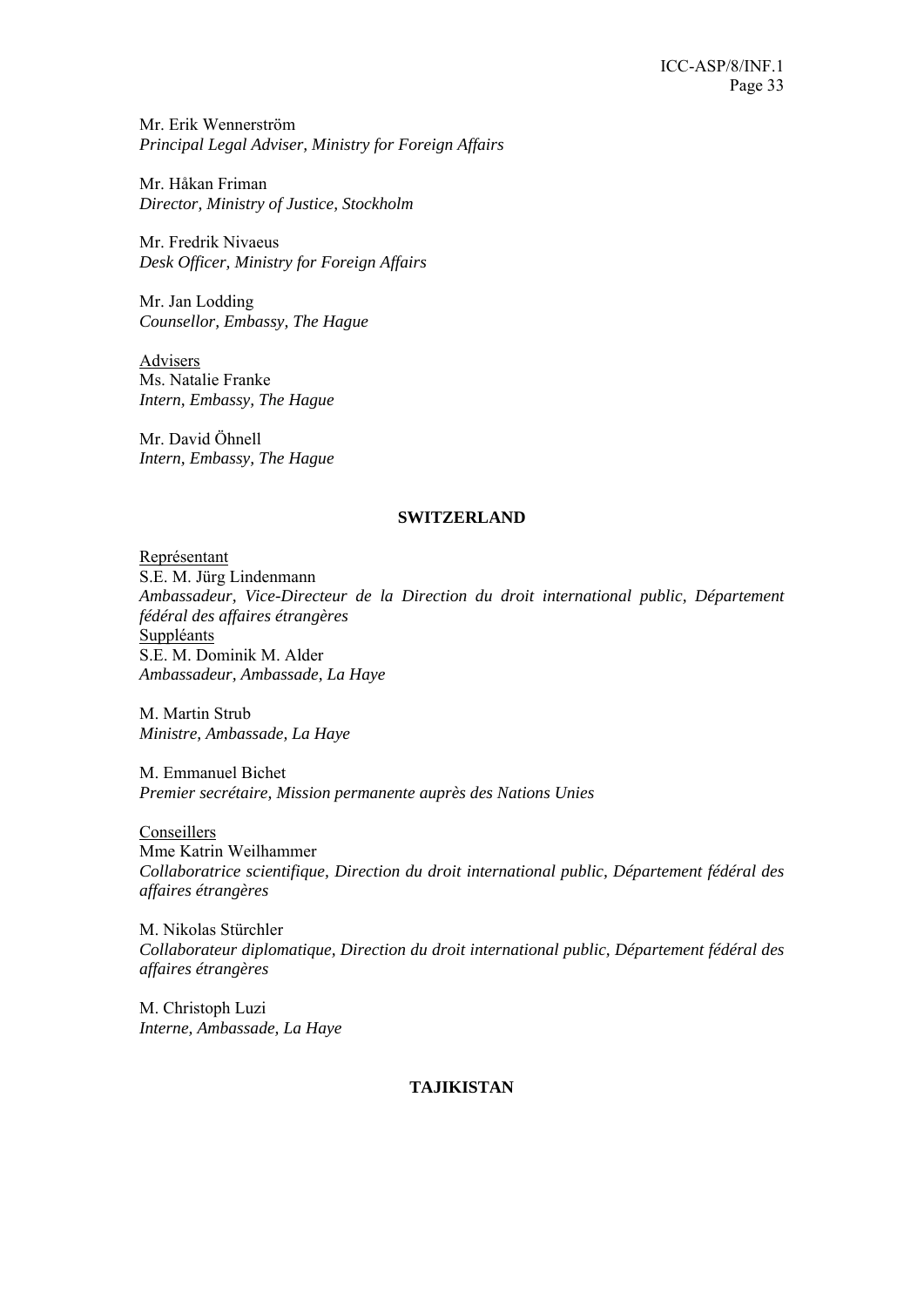Mr. Erik Wennerström
*Principal Legal Adviser, Ministry for Foreign Affairs*

Mr. Håkan Friman
*Director, Ministry of Justice, Stockholm*

Mr. Fredrik Nivaeus
*Desk Officer, Ministry for Foreign Affairs*

Mr. Jan Lodding
*Counsellor, Embassy, The Hague*

Advisers
Ms. Natalie Franke
*Intern, Embassy, The Hague*

Mr. David Öhnell
*Intern, Embassy, The Hague*

**SWITZERLAND**

Représentant
S.E. M. Jürg Lindenmann
*Ambassadeur, Vice-Directeur de la Direction du droit international public, Département fédéral des affaires étrangères*
Suppléants
S.E. M. Dominik M. Alder
*Ambassadeur, Ambassade, La Haye*

M. Martin Strub
*Ministre, Ambassade, La Haye*

M. Emmanuel Bichet
*Premier secrétaire, Mission permanente auprès des Nations Unies*

Conseillers
Mme Katrin Weilhammer
*Collaboratrice scientifique, Direction du droit international public, Département fédéral des affaires étrangères*

M. Nikolas Stürchler
*Collaborateur diplomatique, Direction du droit international public, Département fédéral des affaires étrangères*

M. Christoph Luzi
*Interne, Ambassade, La Haye*

**TAJIKISTAN**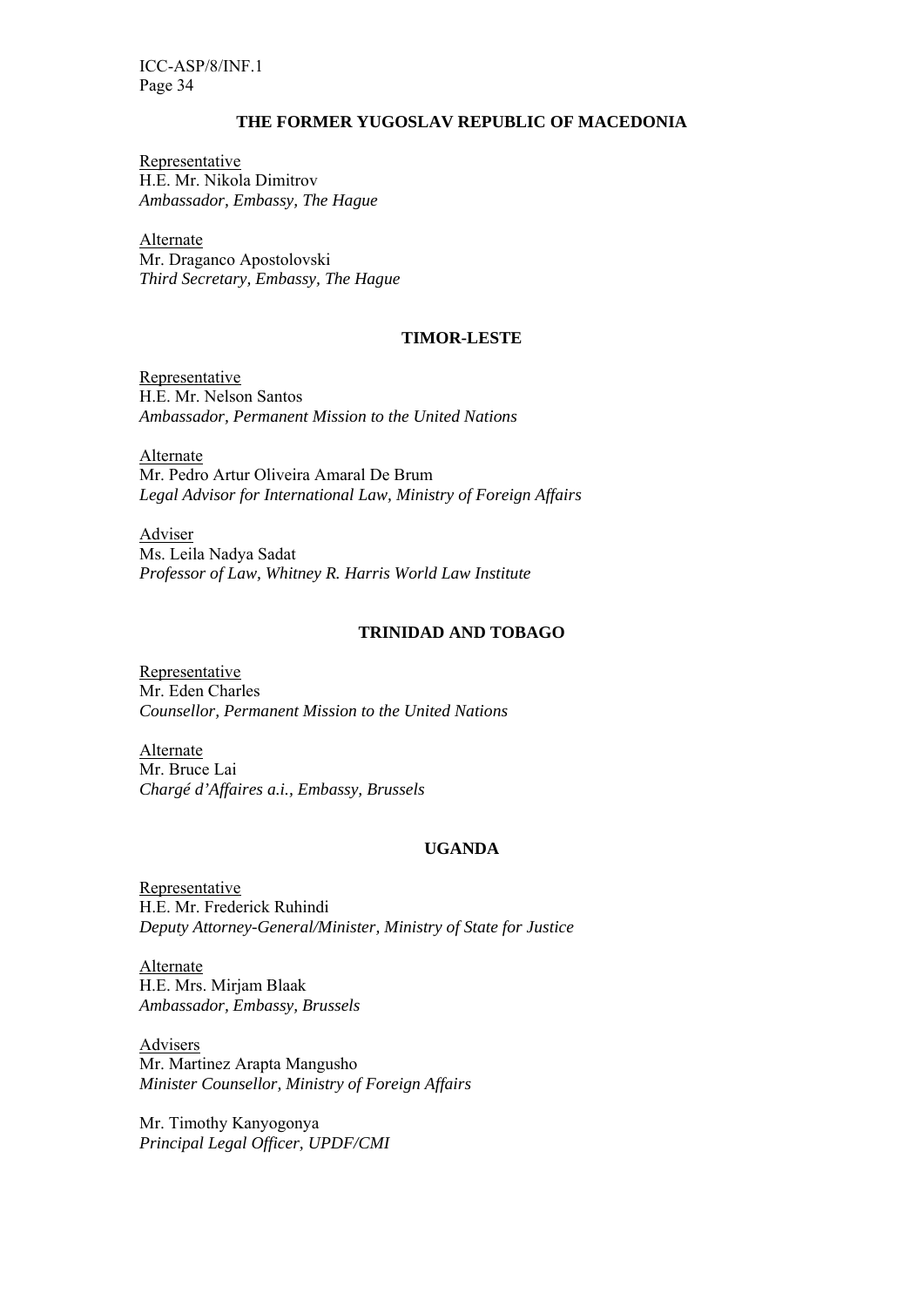## THE FORMER YUGOSLAV REPUBLIC OF MACEDONIA

Representative
H.E. Mr. Nikola Dimitrov
*Ambassador, Embassy, The Hague*

Alternate
Mr. Draganco Apostolovski
*Third Secretary, Embassy, The Hague*

## TIMOR-LESTE

Representative
H.E. Mr. Nelson Santos
*Ambassador, Permanent Mission to the United Nations*

Alternate
Mr. Pedro Artur Oliveira Amaral De Brum
*Legal Advisor for International Law, Ministry of Foreign Affairs*

Adviser
Ms. Leila Nadya Sadat
*Professor of Law, Whitney R. Harris World Law Institute*

## TRINIDAD AND TOBAGO

Representative
Mr. Eden Charles
*Counsellor, Permanent Mission to the United Nations*

Alternate
Mr. Bruce Lai
*Chargé d'Affaires a.i., Embassy, Brussels*

## UGANDA

Representative
H.E. Mr. Frederick Ruhindi
*Deputy Attorney-General/Minister, Ministry of State for Justice*

Alternate
H.E. Mrs. Mirjam Blaak
*Ambassador, Embassy, Brussels*

Advisers
Mr. Martinez Arapta Mangusho
*Minister Counsellor, Ministry of Foreign Affairs*

Mr. Timothy Kanyogonya
*Principal Legal Officer, UPDF/CMI*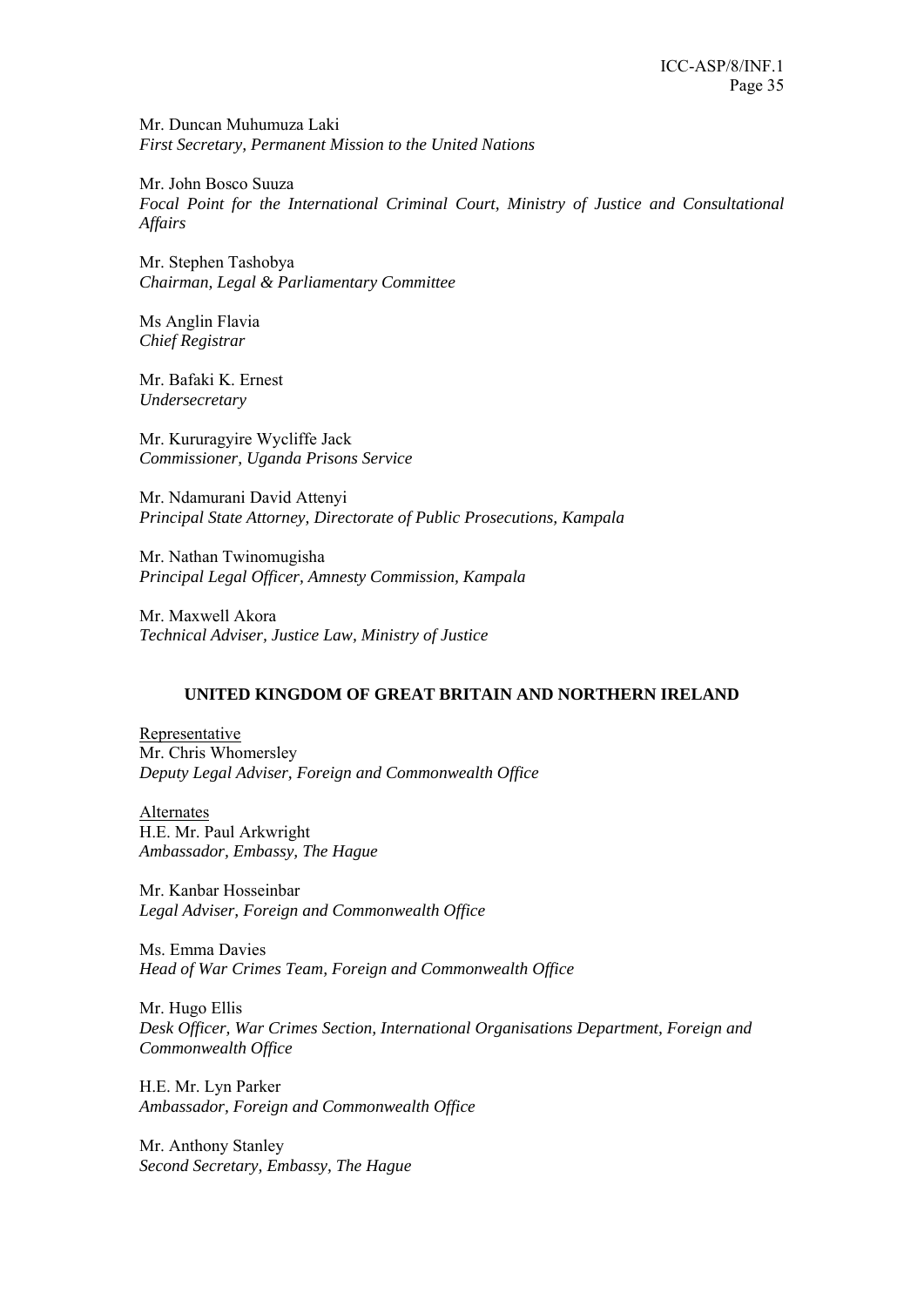Mr. Duncan Muhumuza Laki
*First Secretary, Permanent Mission to the United Nations*

Mr. John Bosco Suuza
*Focal Point for the International Criminal Court, Ministry of Justice and Consultational Affairs*

Mr. Stephen Tashobya
*Chairman, Legal & Parliamentary Committee*

Ms Anglin Flavia
*Chief Registrar*

Mr. Bafaki K. Ernest
*Undersecretary*

Mr. Kururagyire Wycliffe Jack
*Commissioner, Uganda Prisons Service*

Mr. Ndamurani David Attenyi
*Principal State Attorney, Directorate of Public Prosecutions, Kampala*

Mr. Nathan Twinomugisha
*Principal Legal Officer, Amnesty Commission, Kampala*

Mr. Maxwell Akora
*Technical Adviser, Justice Law, Ministry of Justice*

## UNITED KINGDOM OF GREAT BRITAIN AND NORTHERN IRELAND

Representative
Mr. Chris Whomersley
*Deputy Legal Adviser, Foreign and Commonwealth Office*

Alternates
H.E. Mr. Paul Arkwright
*Ambassador, Embassy, The Hague*

Mr. Kanbar Hosseinbar
*Legal Adviser, Foreign and Commonwealth Office*

Ms. Emma Davies
*Head of War Crimes Team, Foreign and Commonwealth Office*

Mr. Hugo Ellis
*Desk Officer, War Crimes Section, International Organisations Department, Foreign and Commonwealth Office*

H.E. Mr. Lyn Parker
*Ambassador, Foreign and Commonwealth Office*

Mr. Anthony Stanley
*Second Secretary, Embassy, The Hague*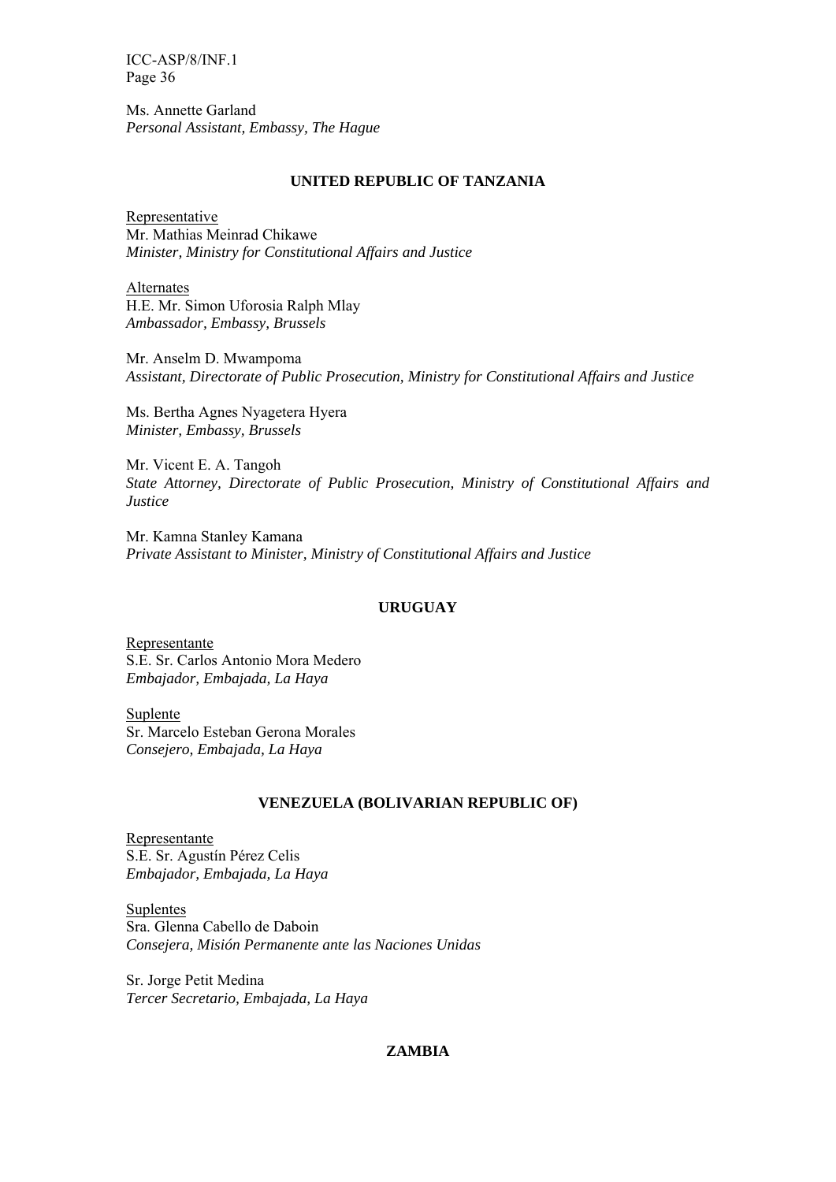Ms. Annette Garland
*Personal Assistant, Embassy, The Hague*

### UNITED REPUBLIC OF TANZANIA

Representative
Mr. Mathias Meinrad Chikawe
*Minister, Ministry for Constitutional Affairs and Justice*

Alternates
H.E. Mr. Simon Uforosia Ralph Mlay
*Ambassador, Embassy, Brussels*

Mr. Anselm D. Mwampoma
*Assistant, Directorate of Public Prosecution, Ministry for Constitutional Affairs and Justice*

Ms. Bertha Agnes Nyagetera Hyera
*Minister, Embassy, Brussels*

Mr. Vicent E. A. Tangoh
*State Attorney, Directorate of Public Prosecution, Ministry of Constitutional Affairs and Justice*

Mr. Kamna Stanley Kamana
*Private Assistant to Minister, Ministry of Constitutional Affairs and Justice*

### URUGUAY

Representante
S.E. Sr. Carlos Antonio Mora Medero
*Embajador, Embajada, La Haya*

Suplente
Sr. Marcelo Esteban Gerona Morales
*Consejero, Embajada, La Haya*

### VENEZUELA (BOLIVARIAN REPUBLIC OF)

Representante
S.E. Sr. Agustín Pérez Celis
*Embajador, Embajada, La Haya*

Suplentes
Sra. Glenna Cabello de Daboin
*Consejera, Misión Permanente ante las Naciones Unidas*

Sr. Jorge Petit Medina
*Tercer Secretario, Embajada, La Haya*

### ZAMBIA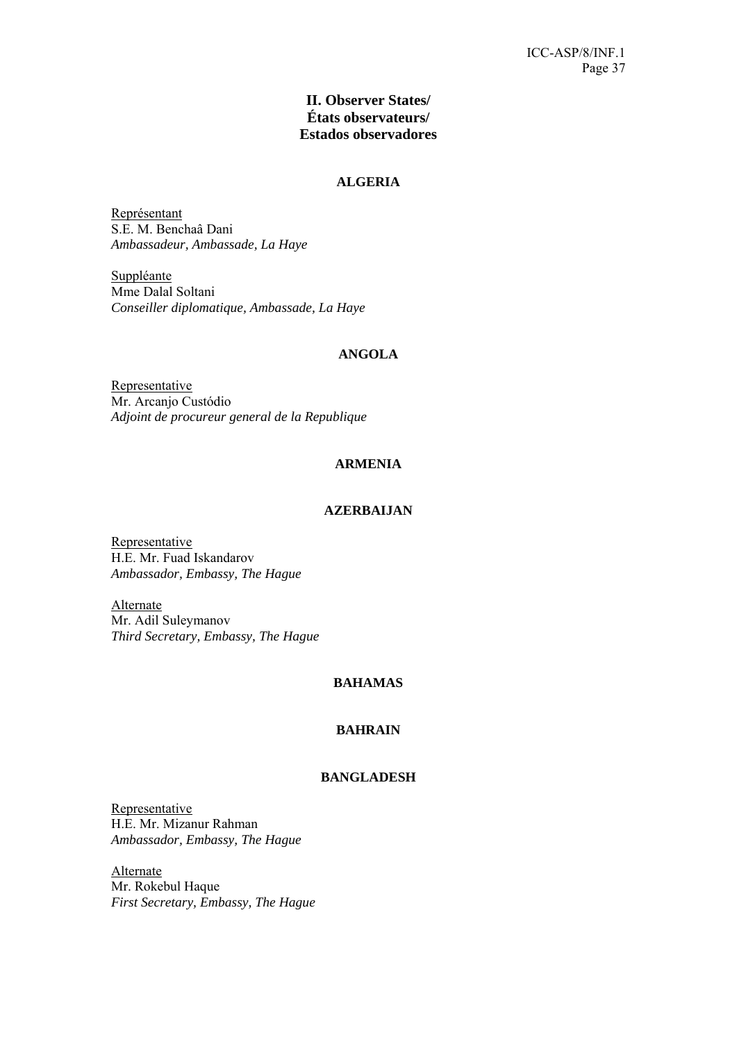## II. Observer States/ États observateurs/ Estados observadores

### ALGERIA

Représentant
S.E. M. Benchaâ Dani
*Ambassadeur, Ambassade, La Haye*

Suppléante
Mme Dalal Soltani
*Conseiller diplomatique, Ambassade, La Haye*

### ANGOLA

Representative
Mr. Arcanjo Custódio
*Adjoint de procureur general de la Republique*

### ARMENIA

### AZERBAIJAN

Representative
H.E. Mr. Fuad Iskandarov
*Ambassador, Embassy, The Hague*

Alternate
Mr. Adil Suleymanov
*Third Secretary, Embassy, The Hague*

### BAHAMAS

### BAHRAIN

### BANGLADESH

Representative
H.E. Mr. Mizanur Rahman
*Ambassador, Embassy, The Hague*

Alternate
Mr. Rokebul Haque
*First Secretary, Embassy, The Hague*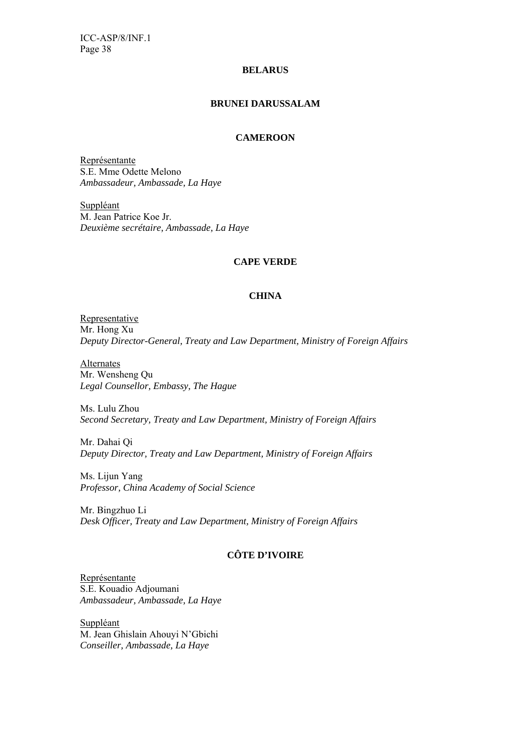**BELARUS**

**BRUNEI DARUSSALAM**

**CAMEROON**

Représentante
S.E. Mme Odette Melono
*Ambassadeur, Ambassade, La Haye*

Suppléant
M. Jean Patrice Koe Jr.
*Deuxième secrétaire, Ambassade, La Haye*

**CAPE VERDE**

**CHINA**

Representative
Mr. Hong Xu
*Deputy Director-General, Treaty and Law Department, Ministry of Foreign Affairs*

Alternates
Mr. Wensheng Qu
*Legal Counsellor, Embassy, The Hague*

Ms. Lulu Zhou
*Second Secretary, Treaty and Law Department, Ministry of Foreign Affairs*

Mr. Dahai Qi
*Deputy Director, Treaty and Law Department, Ministry of Foreign Affairs*

Ms. Lijun Yang
*Professor, China Academy of Social Science*

Mr. Bingzhuo Li
*Desk Officer, Treaty and Law Department, Ministry of Foreign Affairs*

**CÔTE D'IVOIRE**

Représentante
S.E. Kouadio Adjoumani
*Ambassadeur, Ambassade, La Haye*

Suppléant
M. Jean Ghislain Ahouyi N'Gbichi
*Conseiller, Ambassade, La Haye*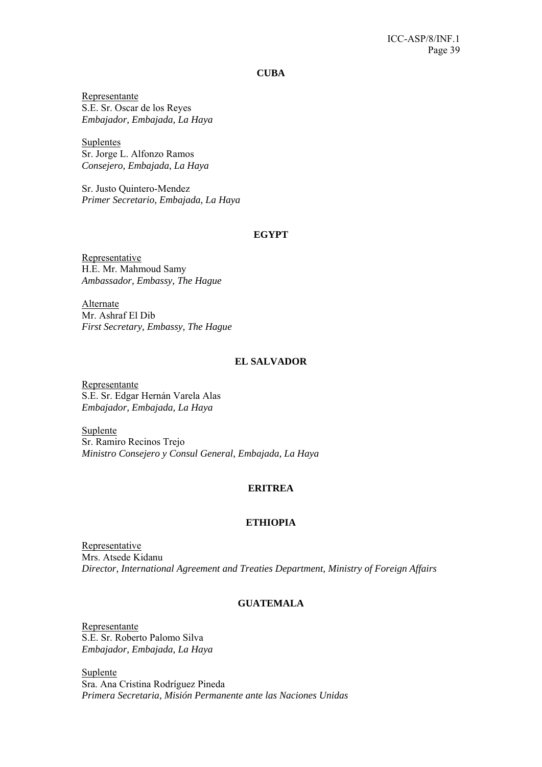**CUBA**

Representante
S.E. Sr. Oscar de los Reyes
*Embajador, Embajada, La Haya*

Suplentes
Sr. Jorge L. Alfonzo Ramos
*Consejero, Embajada, La Haya*

Sr. Justo Quintero-Mendez
*Primer Secretario, Embajada, La Haya*

**EGYPT**

Representative
H.E. Mr. Mahmoud Samy
*Ambassador, Embassy, The Hague*

Alternate
Mr. Ashraf El Dib
*First Secretary, Embassy, The Hague*

**EL SALVADOR**

Representante
S.E. Sr. Edgar Hernán Varela Alas
*Embajador, Embajada, La Haya*

Suplente
Sr. Ramiro Recinos Trejo
*Ministro Consejero y Consul General, Embajada, La Haya*

**ERITREA**

**ETHIOPIA**

Representative
Mrs. Atsede Kidanu
*Director, International Agreement and Treaties Department, Ministry of Foreign Affairs*

**GUATEMALA**

Representante
S.E. Sr. Roberto Palomo Silva
*Embajador, Embajada, La Haya*

Suplente
Sra. Ana Cristina Rodríguez Pineda
*Primera Secretaria, Misión Permanente ante las Naciones Unidas*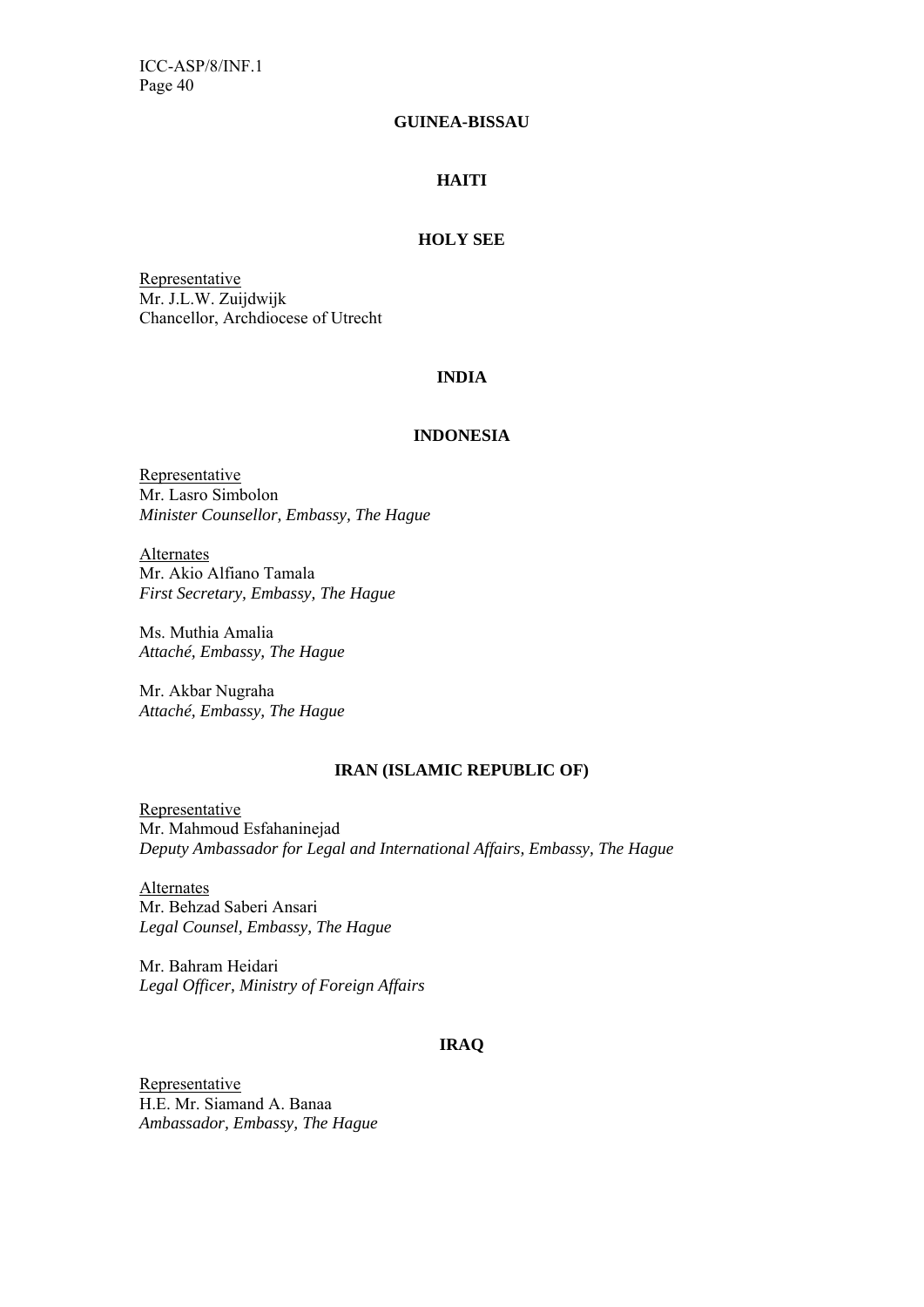**GUINEA-BISSAU**

**HAITI**

**HOLY SEE**

Representative
Mr. J.L.W. Zuijdwijk
Chancellor, Archdiocese of Utrecht

**INDIA**

**INDONESIA**

Representative
Mr. Lasro Simbolon
*Minister Counsellor, Embassy, The Hague*

Alternates
Mr. Akio Alfiano Tamala
*First Secretary, Embassy, The Hague*

Ms. Muthia Amalia
*Attaché, Embassy, The Hague*

Mr. Akbar Nugraha
*Attaché, Embassy, The Hague*

**IRAN (ISLAMIC REPUBLIC OF)**

Representative
Mr. Mahmoud Esfahaninejad
*Deputy Ambassador for Legal and International Affairs, Embassy, The Hague*

Alternates
Mr. Behzad Saberi Ansari
*Legal Counsel, Embassy, The Hague*

Mr. Bahram Heidari
*Legal Officer, Ministry of Foreign Affairs*

**IRAQ**

Representative
H.E. Mr. Siamand A. Banaa
*Ambassador, Embassy, The Hague*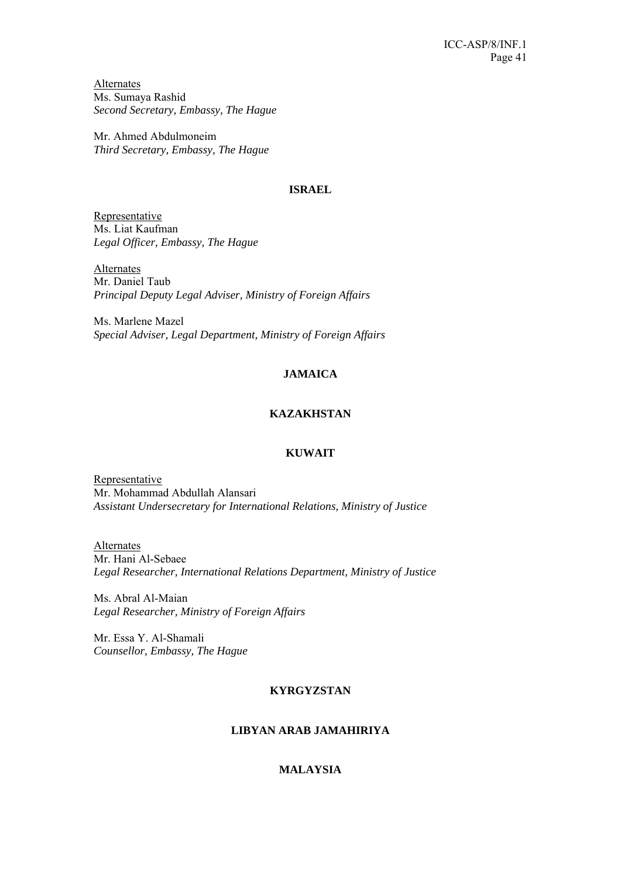Alternates

Ms. Sumaya Rashid
*Second Secretary, Embassy, The Hague*

Mr. Ahmed Abdulmoneim
*Third Secretary, Embassy, The Hague*

**ISRAEL**

Representative

Ms. Liat Kaufman
*Legal Officer, Embassy, The Hague*

Alternates

Mr. Daniel Taub
*Principal Deputy Legal Adviser, Ministry of Foreign Affairs*

Ms. Marlene Mazel
*Special Adviser, Legal Department, Ministry of Foreign Affairs*

**JAMAICA**

**KAZAKHSTAN**

**KUWAIT**

Representative

Mr. Mohammad Abdullah Alansari
*Assistant Undersecretary for International Relations, Ministry of Justice*

Alternates

Mr. Hani Al-Sebaee
*Legal Researcher, International Relations Department, Ministry of Justice*

Ms. Abral Al-Maian
*Legal Researcher, Ministry of Foreign Affairs*

Mr. Essa Y. Al-Shamali
*Counsellor, Embassy, The Hague*

**KYRGYZSTAN**

**LIBYAN ARAB JAMAHIRIYA**

**MALAYSIA**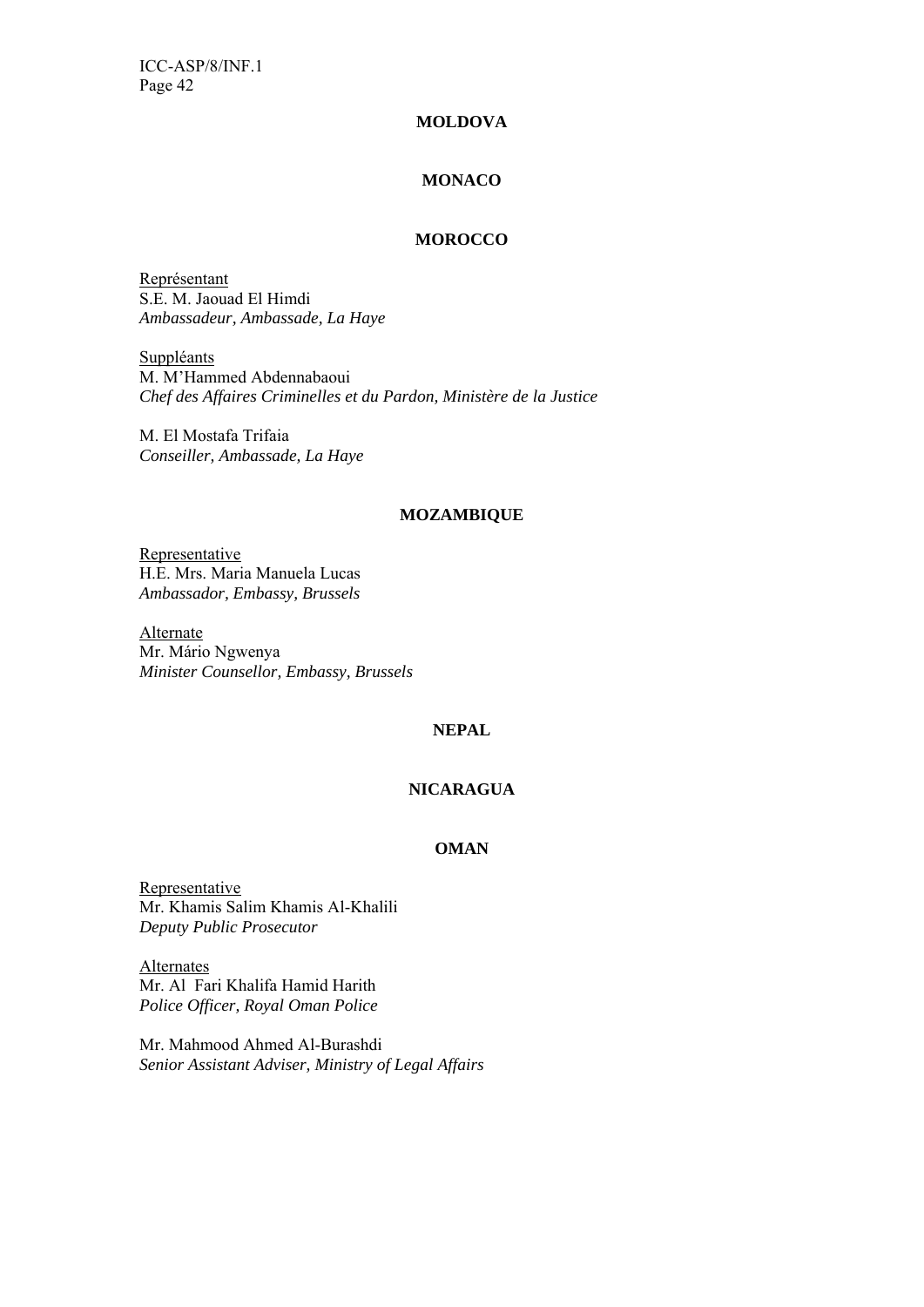**MOLDOVA**

**MONACO**

**MOROCCO**

Représentant
S.E. M. Jaouad El Himdi
*Ambassadeur, Ambassade, La Haye*

Suppléants
M. M'Hammed Abdennabaoui
*Chef des Affaires Criminelles et du Pardon, Ministère de la Justice*

M. El Mostafa Trifaia
*Conseiller, Ambassade, La Haye*

**MOZAMBIQUE**

Representative
H.E. Mrs. Maria Manuela Lucas
*Ambassador, Embassy, Brussels*

Alternate
Mr. Mário Ngwenya
*Minister Counsellor, Embassy, Brussels*

**NEPAL**

**NICARAGUA**

**OMAN**

Representative
Mr. Khamis Salim Khamis Al-Khalili
*Deputy Public Prosecutor*

Alternates
Mr. Al Fari Khalifa Hamid Harith
*Police Officer, Royal Oman Police*

Mr. Mahmood Ahmed Al-Burashdi
*Senior Assistant Adviser, Ministry of Legal Affairs*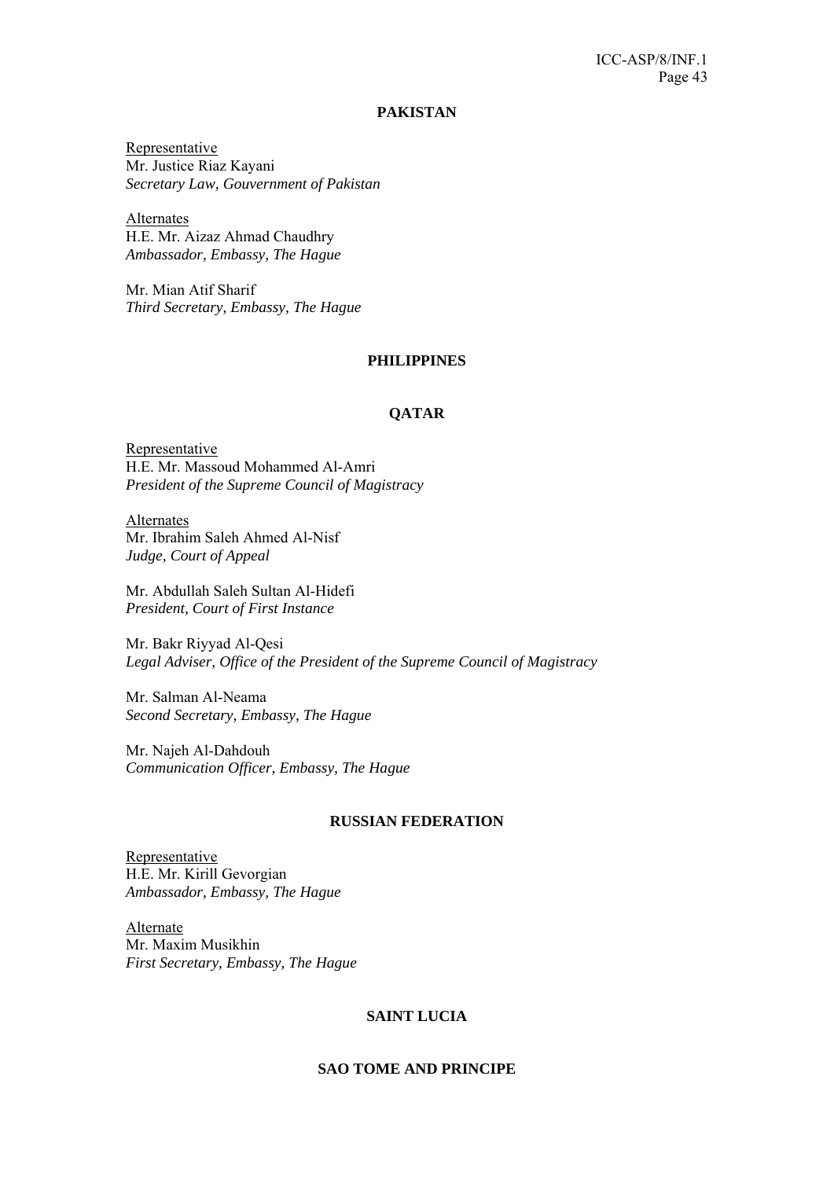## PAKISTAN

Representative
Mr. Justice Riaz Kayani
*Secretary Law, Gouvernment of Pakistan*

Alternates
H.E. Mr. Aizaz Ahmad Chaudhry
*Ambassador, Embassy, The Hague*

Mr. Mian Atif Sharif
*Third Secretary, Embassy, The Hague*

## PHILIPPINES

## QATAR

Representative
H.E. Mr. Massoud Mohammed Al-Amri
*President of the Supreme Council of Magistracy*

Alternates
Mr. Ibrahim Saleh Ahmed Al-Nisf
*Judge, Court of Appeal*

Mr. Abdullah Saleh Sultan Al-Hidefi
*President, Court of First Instance*

Mr. Bakr Riyyad Al-Qesi
*Legal Adviser, Office of the President of the Supreme Council of Magistracy*

Mr. Salman Al-Neama
*Second Secretary, Embassy, The Hague*

Mr. Najeh Al-Dahdouh
*Communication Officer, Embassy, The Hague*

## RUSSIAN FEDERATION

Representative
H.E. Mr. Kirill Gevorgian
*Ambassador, Embassy, The Hague*

Alternate
Mr. Maxim Musikhin
*First Secretary, Embassy, The Hague*

## SAINT LUCIA

## SAO TOME AND PRINCIPE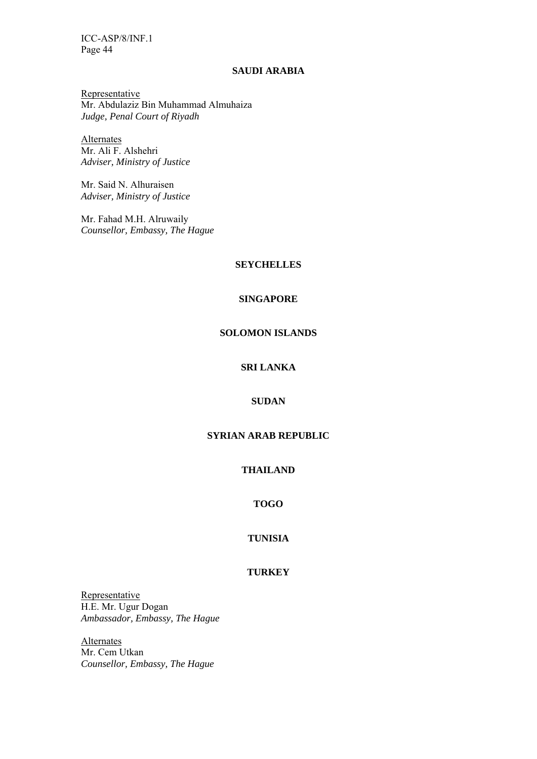**SAUDI ARABIA**

Representative
Mr. Abdulaziz Bin Muhammad Almuhaiza
*Judge, Penal Court of Riyadh*

Alternates
Mr. Ali F. Alshehri
*Adviser, Ministry of Justice*

Mr. Said N. Alhuraisen
*Adviser, Ministry of Justice*

Mr. Fahad M.H. Alruwaily
*Counsellor, Embassy, The Hague*

**SEYCHELLES**

**SINGAPORE**

**SOLOMON ISLANDS**

**SRI LANKA**

**SUDAN**

**SYRIAN ARAB REPUBLIC**

**THAILAND**

**TOGO**

**TUNISIA**

**TURKEY**

Representative
H.E. Mr. Ugur Dogan
*Ambassador, Embassy, The Hague*

Alternates
Mr. Cem Utkan
*Counsellor, Embassy, The Hague*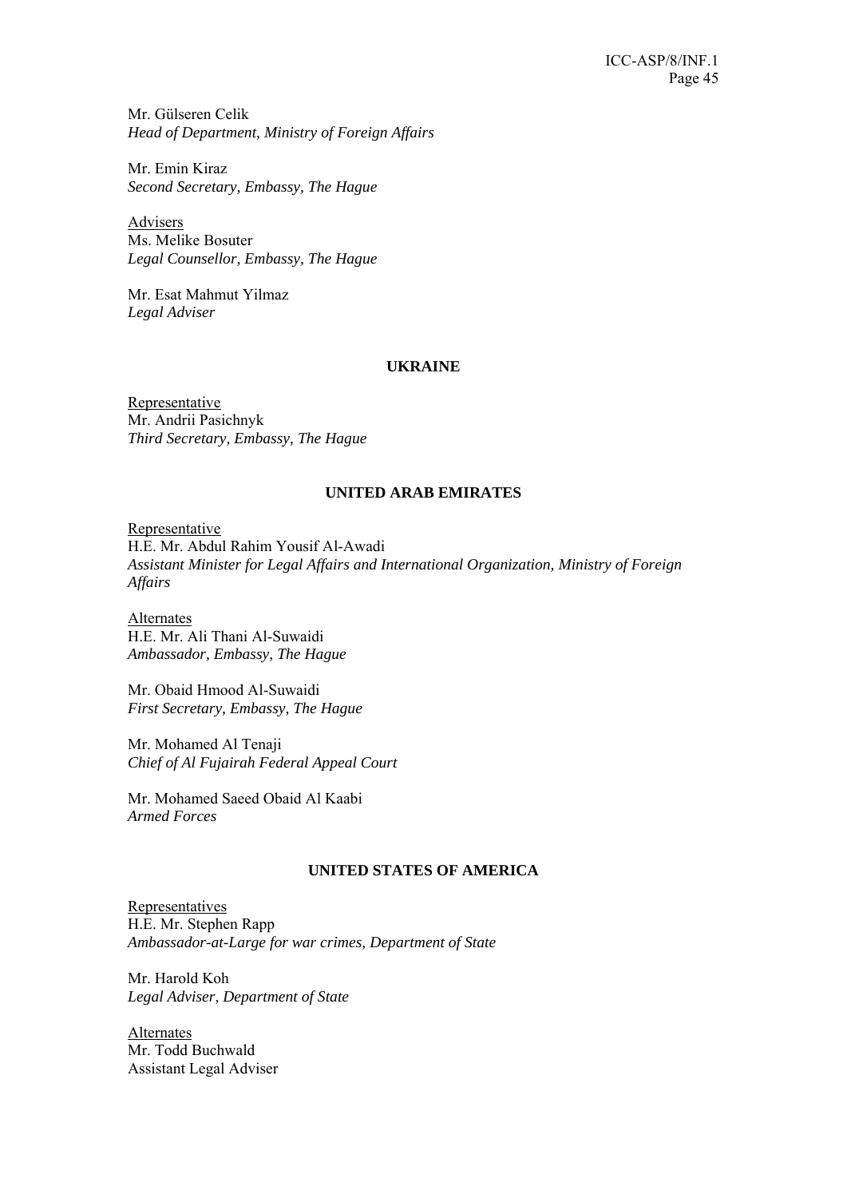Mr. Gülseren Celik
*Head of Department, Ministry of Foreign Affairs*

Mr. Emin Kiraz
*Second Secretary, Embassy, The Hague*

Advisers
Ms. Melike Bosuter
*Legal Counsellor, Embassy, The Hague*

Mr. Esat Mahmut Yilmaz
*Legal Adviser*

**UKRAINE**

Representative
Mr. Andrii Pasichnyk
*Third Secretary, Embassy, The Hague*

**UNITED ARAB EMIRATES**

Representative
H.E. Mr. Abdul Rahim Yousif Al-Awadi
*Assistant Minister for Legal Affairs and International Organization, Ministry of Foreign Affairs*

Alternates
H.E. Mr. Ali Thani Al-Suwaidi
*Ambassador, Embassy, The Hague*

Mr. Obaid Hmood Al-Suwaidi
*First Secretary, Embassy, The Hague*

Mr. Mohamed Al Tenaji
*Chief of Al Fujairah Federal Appeal Court*

Mr. Mohamed Saeed Obaid Al Kaabi
*Armed Forces*

**UNITED STATES OF AMERICA**

Representatives
H.E. Mr. Stephen Rapp
*Ambassador-at-Large for war crimes, Department of State*

Mr. Harold Koh
*Legal Adviser, Department of State*

Alternates
Mr. Todd Buchwald
Assistant Legal Adviser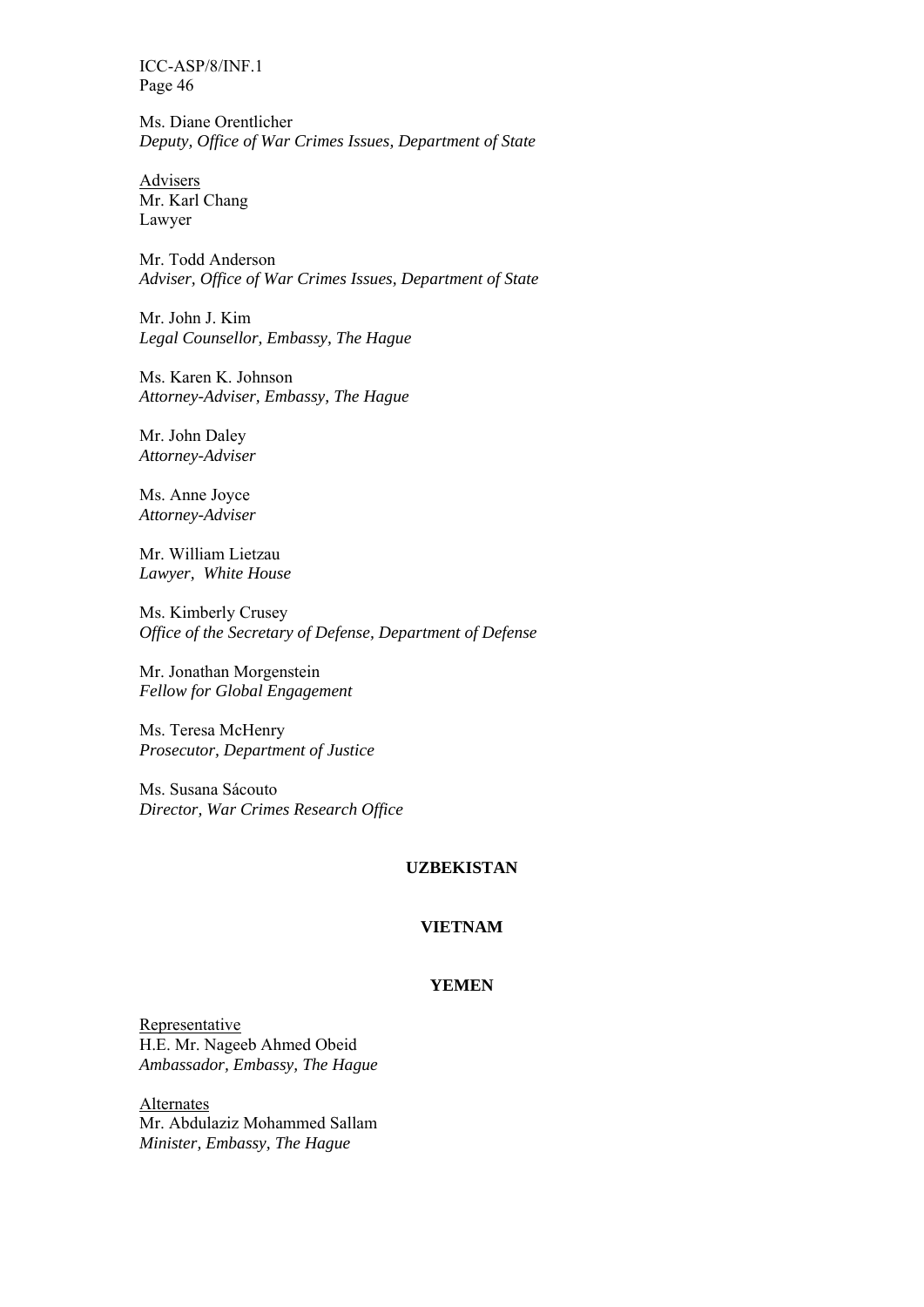Ms. Diane Orentlicher
*Deputy, Office of War Crimes Issues, Department of State*

Advisers
Mr. Karl Chang
Lawyer

Mr. Todd Anderson
*Adviser, Office of War Crimes Issues, Department of State*

Mr. John J. Kim
*Legal Counsellor, Embassy, The Hague*

Ms. Karen K. Johnson
*Attorney-Adviser, Embassy, The Hague*

Mr. John Daley
*Attorney-Adviser*

Ms. Anne Joyce
*Attorney-Adviser*

Mr. William Lietzau
*Lawyer, White House*

Ms. Kimberly Crusey
*Office of the Secretary of Defense, Department of Defense*

Mr. Jonathan Morgenstein
*Fellow for Global Engagement*

Ms. Teresa McHenry
*Prosecutor, Department of Justice*

Ms. Susana Sácouto
*Director, War Crimes Research Office*

**UZBEKISTAN**

**VIETNAM**

**YEMEN**

Representative
H.E. Mr. Nageeb Ahmed Obeid
*Ambassador, Embassy, The Hague*

Alternates
Mr. Abdulaziz Mohammed Sallam
*Minister, Embassy, The Hague*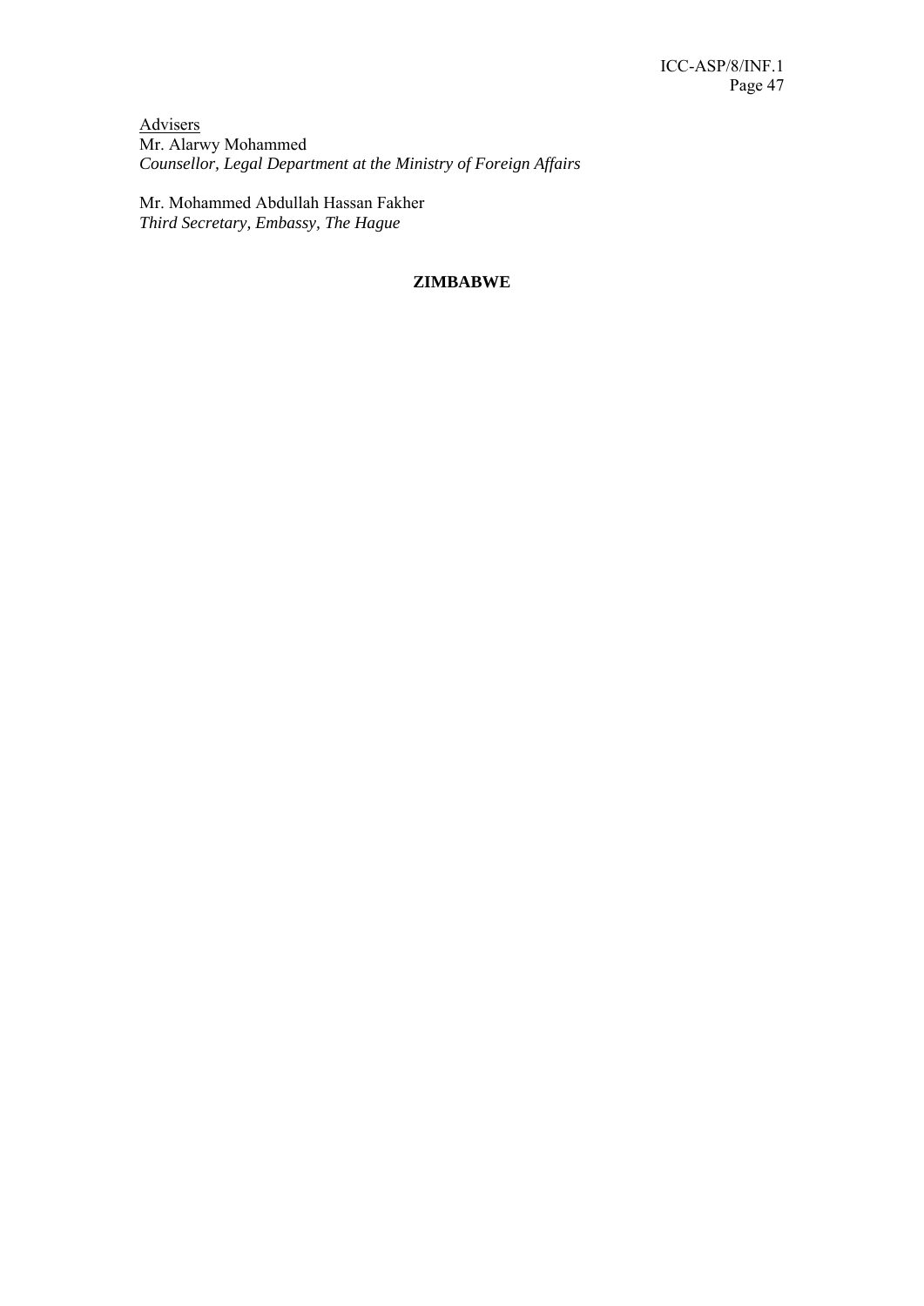Advisers

Mr. Alarwy Mohammed
*Counsellor, Legal Department at the Ministry of Foreign Affairs*

Mr. Mohammed Abdullah Hassan Fakher
*Third Secretary, Embassy, The Hague*

**ZIMBABWE**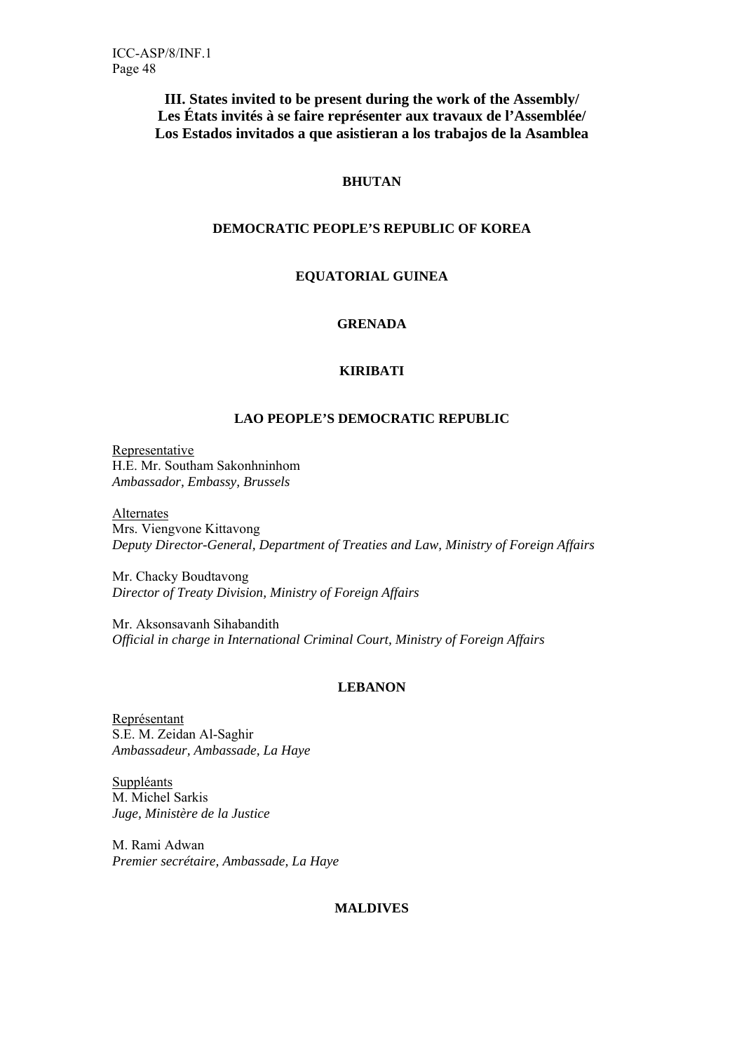## III. States invited to be present during the work of the Assembly/ Les États invités à se faire représenter aux travaux de l'Assemblée/ Los Estados invitados a que asistieran a los trabajos de la Asamblea

**BHUTAN**

**DEMOCRATIC PEOPLE'S REPUBLIC OF KOREA**

**EQUATORIAL GUINEA**

**GRENADA**

**KIRIBATI**

**LAO PEOPLE'S DEMOCRATIC REPUBLIC**

Representative
H.E. Mr. Southam Sakonhninhom
*Ambassador, Embassy, Brussels*

Alternates
Mrs. Viengvone Kittavong
*Deputy Director-General, Department of Treaties and Law, Ministry of Foreign Affairs*

Mr. Chacky Boudtavong
*Director of Treaty Division, Ministry of Foreign Affairs*

Mr. Aksonsavanh Sihabandith
*Official in charge in International Criminal Court, Ministry of Foreign Affairs*

**LEBANON**

Représentant
S.E. M. Zeidan Al-Saghir
*Ambassadeur, Ambassade, La Haye*

Suppléants
M. Michel Sarkis
*Juge, Ministère de la Justice*

M. Rami Adwan
*Premier secrétaire, Ambassade, La Haye*

**MALDIVES**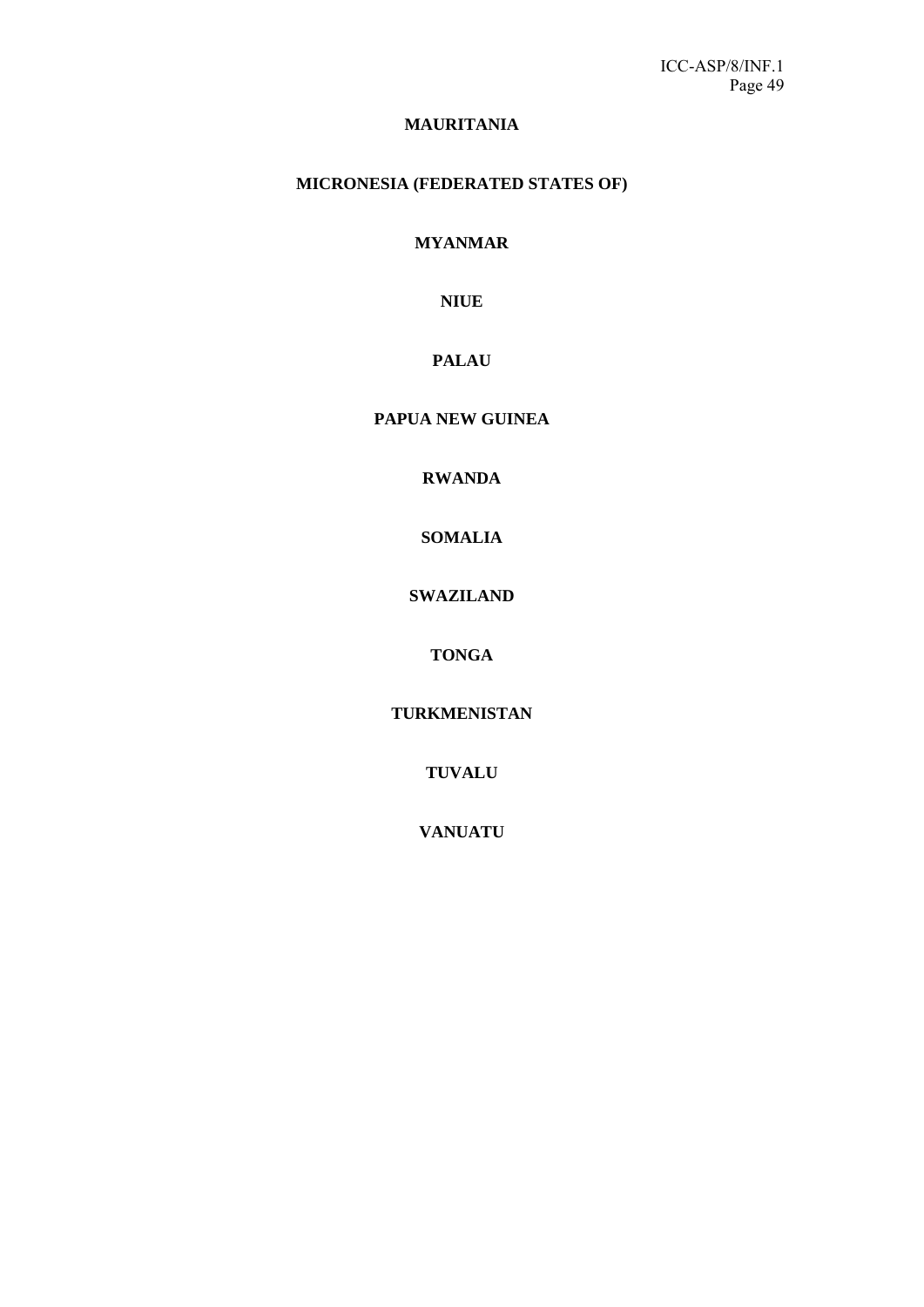**MAURITANIA**

**MICRONESIA (FEDERATED STATES OF)**

**MYANMAR**

**NIUE**

**PALAU**

**PAPUA NEW GUINEA**

**RWANDA**

**SOMALIA**

**SWAZILAND**

**TONGA**

**TURKMENISTAN**

**TUVALU**

**VANUATU**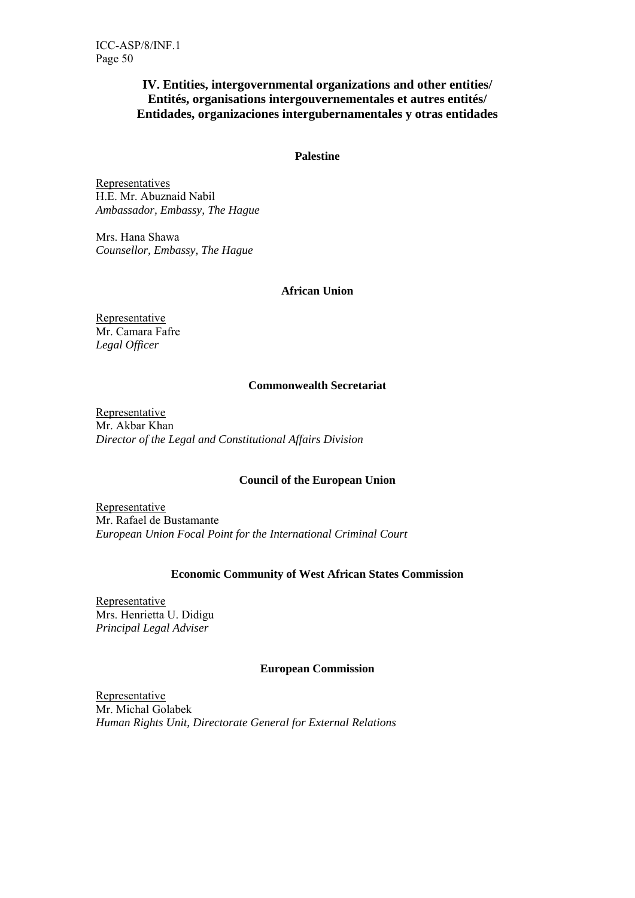## IV. Entities, intergovernmental organizations and other entities/ Entités, organisations intergouvernementales et autres entités/ Entidades, organizaciones intergubernamentales y otras entidades

### Palestine

Representatives
H.E. Mr. Abuznaid Nabil
*Ambassador, Embassy, The Hague*

Mrs. Hana Shawa
*Counsellor, Embassy, The Hague*

### African Union

Representative
Mr. Camara Fafre
*Legal Officer*

### Commonwealth Secretariat

Representative
Mr. Akbar Khan
*Director of the Legal and Constitutional Affairs Division*

### Council of the European Union

Representative
Mr. Rafael de Bustamante
*European Union Focal Point for the International Criminal Court*

### Economic Community of West African States Commission

Representative
Mrs. Henrietta U. Didigu
*Principal Legal Adviser*

### European Commission

Representative
Mr. Michal Golabek
*Human Rights Unit, Directorate General for External Relations*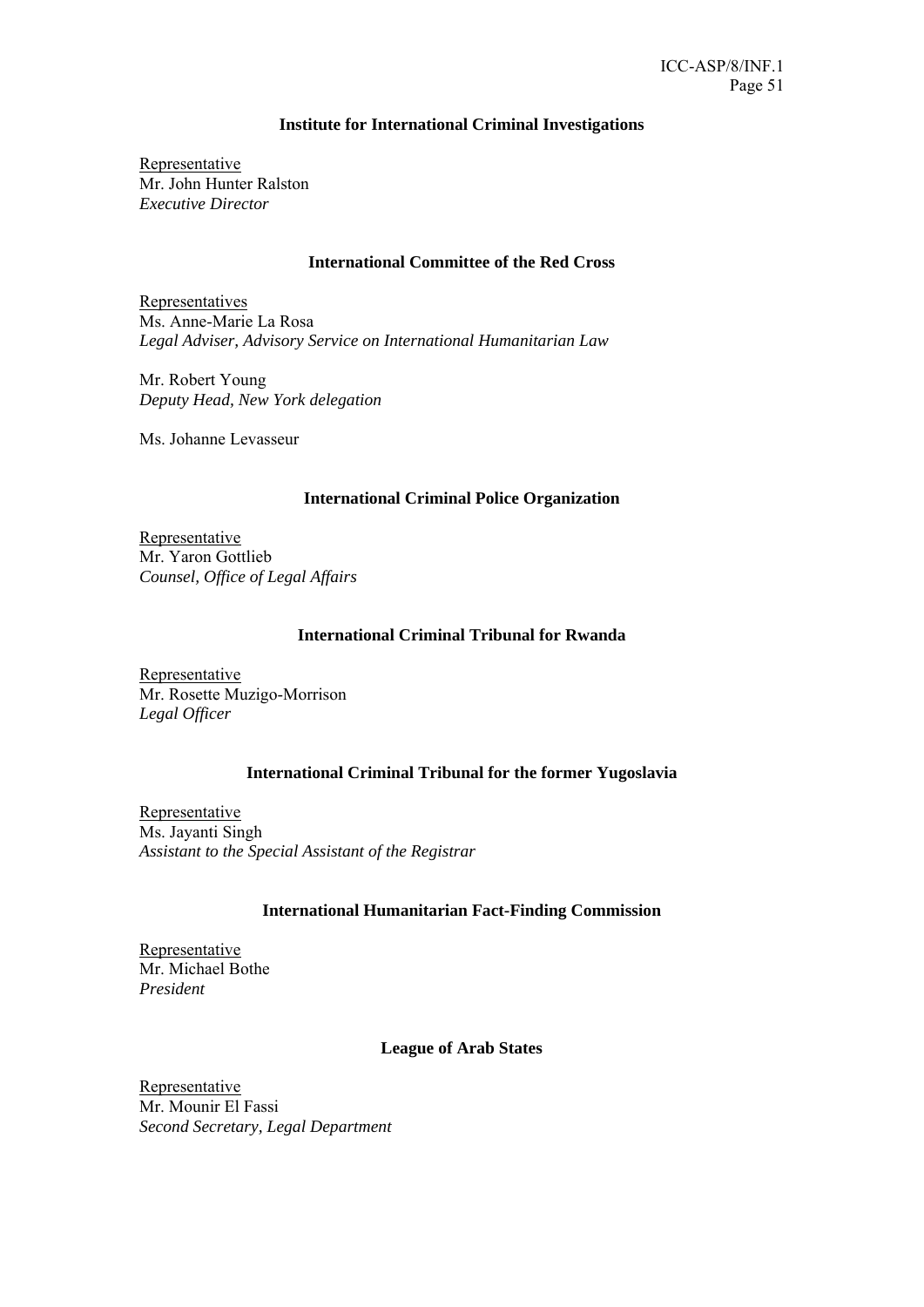### Institute for International Criminal Investigations

Representative
Mr. John Hunter Ralston
*Executive Director*

### International Committee of the Red Cross

Representatives
Ms. Anne-Marie La Rosa
*Legal Adviser, Advisory Service on International Humanitarian Law*

Mr. Robert Young
*Deputy Head, New York delegation*

Ms. Johanne Levasseur

### International Criminal Police Organization

Representative
Mr. Yaron Gottlieb
*Counsel, Office of Legal Affairs*

### International Criminal Tribunal for Rwanda

Representative
Mr. Rosette Muzigo-Morrison
*Legal Officer*

### International Criminal Tribunal for the former Yugoslavia

Representative
Ms. Jayanti Singh
*Assistant to the Special Assistant of the Registrar*

### International Humanitarian Fact-Finding Commission

Representative
Mr. Michael Bothe
*President*

### League of Arab States

Representative
Mr. Mounir El Fassi
*Second Secretary, Legal Department*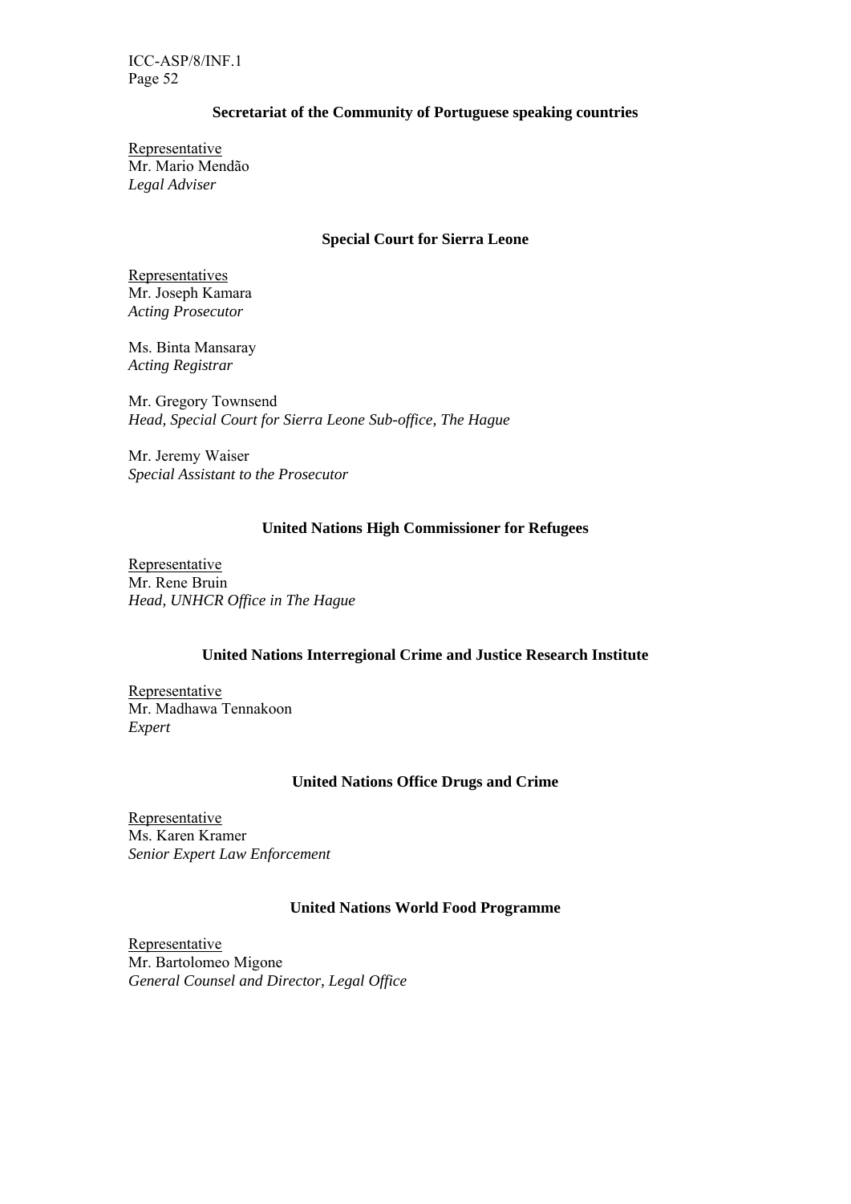### Secretariat of the Community of Portuguese speaking countries

Representative
Mr. Mario Mendão
*Legal Adviser*

### Special Court for Sierra Leone

Representatives
Mr. Joseph Kamara
*Acting Prosecutor*

Ms. Binta Mansaray
*Acting Registrar*

Mr. Gregory Townsend
*Head, Special Court for Sierra Leone Sub-office, The Hague*

Mr. Jeremy Waiser
*Special Assistant to the Prosecutor*

### United Nations High Commissioner for Refugees

Representative
Mr. Rene Bruin
*Head, UNHCR Office in The Hague*

### United Nations Interregional Crime and Justice Research Institute

Representative
Mr. Madhawa Tennakoon
*Expert*

### United Nations Office Drugs and Crime

Representative
Ms. Karen Kramer
*Senior Expert Law Enforcement*

### United Nations World Food Programme

Representative
Mr. Bartolomeo Migone
*General Counsel and Director, Legal Office*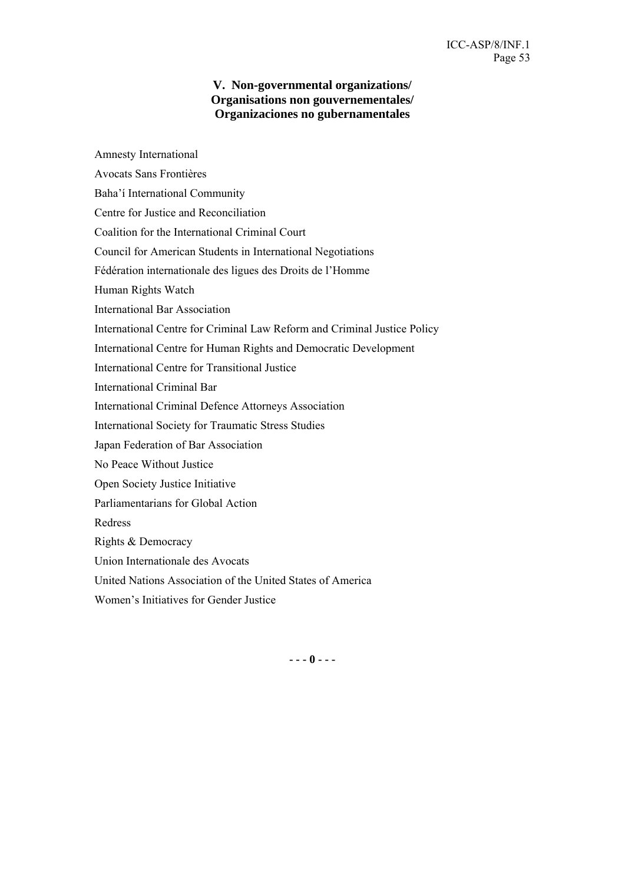## V. Non-governmental organizations/ Organisations non gouvernementales/ Organizaciones no gubernamentales

Amnesty International

Avocats Sans Frontières

Baha'í International Community

Centre for Justice and Reconciliation

Coalition for the International Criminal Court

Council for American Students in International Negotiations

Fédération internationale des ligues des Droits de l'Homme

Human Rights Watch

International Bar Association

International Centre for Criminal Law Reform and Criminal Justice Policy

International Centre for Human Rights and Democratic Development

International Centre for Transitional Justice

International Criminal Bar

International Criminal Defence Attorneys Association

International Society for Traumatic Stress Studies

Japan Federation of Bar Association

No Peace Without Justice

Open Society Justice Initiative

Parliamentarians for Global Action

Redress

Rights & Democracy

Union Internationale des Avocats

United Nations Association of the United States of America

Women's Initiatives for Gender Justice

**- - - 0 - - -**